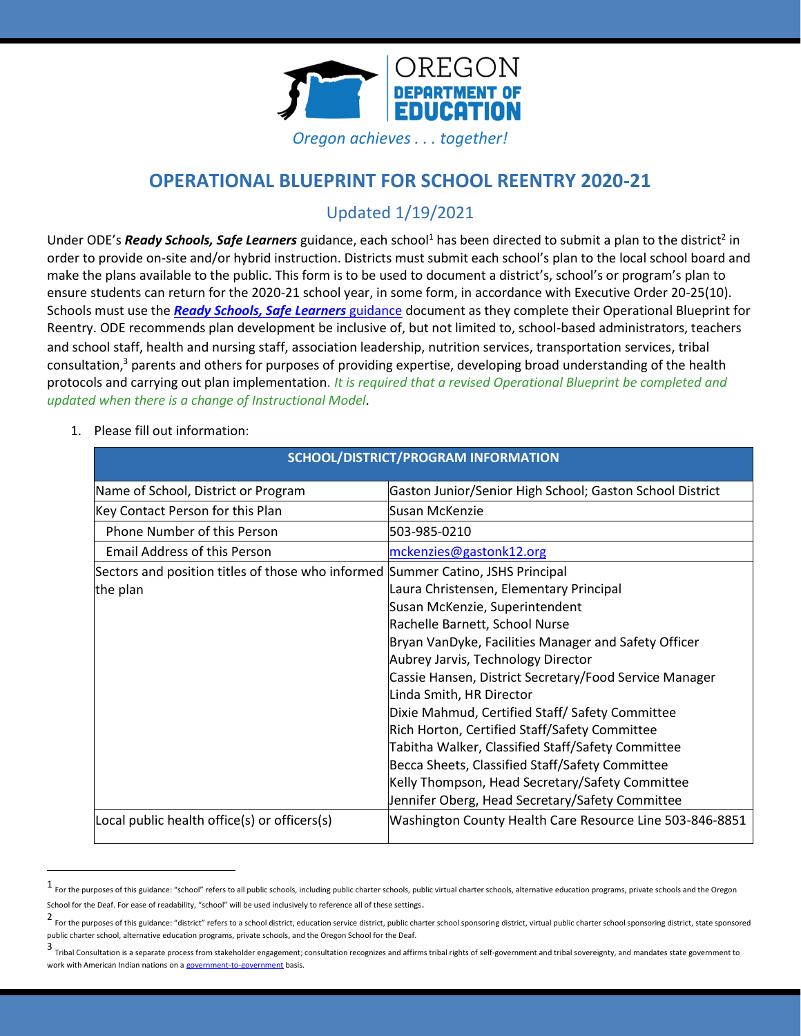OREGON DEPARTMENT OF EDUCATION

*Oregon achieves . . . together!*

# OPERATIONAL BLUEPRINT FOR SCHOOL REENTRY 2020-21

## Updated 1/19/2021

Under ODE's ***Ready Schools, Safe Learners*** guidance, each school[1] has been directed to submit a plan to the district[2] in order to provide on-site and/or hybrid instruction. Districts must submit each school's plan to the local school board and make the plans available to the public. This form is to be used to document a district's, school's or program's plan to ensure students can return for the 2020-21 school year, in some form, in accordance with Executive Order 20-25(10). Schools must use the ***Ready Schools, Safe Learners*** guidance document as they complete their Operational Blueprint for Reentry. ODE recommends plan development be inclusive of, but not limited to, school-based administrators, teachers and school staff, health and nursing staff, association leadership, nutrition services, transportation services, tribal consultation,[3] parents and others for purposes of providing expertise, developing broad understanding of the health protocols and carrying out plan implementation. *It is required that a revised Operational Blueprint be completed and updated when there is a change of Instructional Model*.

1. Please fill out information:

| SCHOOL/DISTRICT/PROGRAM INFORMATION | |
|---|---|
| Name of School, District or Program | Gaston Junior/Senior High School; Gaston School District |
| Key Contact Person for this Plan | Susan McKenzie |
| Phone Number of this Person | 503-985-0210 |
| Email Address of this Person | mckenzies@gastonk12.org |
| Sectors and position titles of those who informed the plan | Summer Catino, JSHS Principal<br>Laura Christensen, Elementary Principal<br>Susan McKenzie, Superintendent<br>Rachelle Barnett, School Nurse<br>Bryan VanDyke, Facilities Manager and Safety Officer<br>Aubrey Jarvis, Technology Director<br>Cassie Hansen, District Secretary/Food Service Manager<br>Linda Smith, HR Director<br>Dixie Mahmud, Certified Staff/ Safety Committee<br>Rich Horton, Certified Staff/Safety Committee<br>Tabitha Walker, Classified Staff/Safety Committee<br>Becca Sheets, Classified Staff/Safety Committee<br>Kelly Thompson, Head Secretary/Safety Committee<br>Jennifer Oberg, Head Secretary/Safety Committee |
| Local public health office(s) or officers(s) | Washington County Health Care Resource Line 503-846-8851 |

[1] For the purposes of this guidance: "school" refers to all public schools, including public charter schools, public virtual charter schools, alternative education programs, private schools and the Oregon School for the Deaf. For ease of readability, "school" will be used inclusively to reference all of these settings.

[2] For the purposes of this guidance: "district" refers to a school district, education service district, public charter school sponsoring district, virtual public charter school sponsoring district, state sponsored public charter school, alternative education programs, private schools, and the Oregon School for the Deaf.

[3] Tribal Consultation is a separate process from stakeholder engagement; consultation recognizes and affirms tribal rights of self-government and tribal sovereignty, and mandates state government to work with American Indian nations on a government-to-government basis.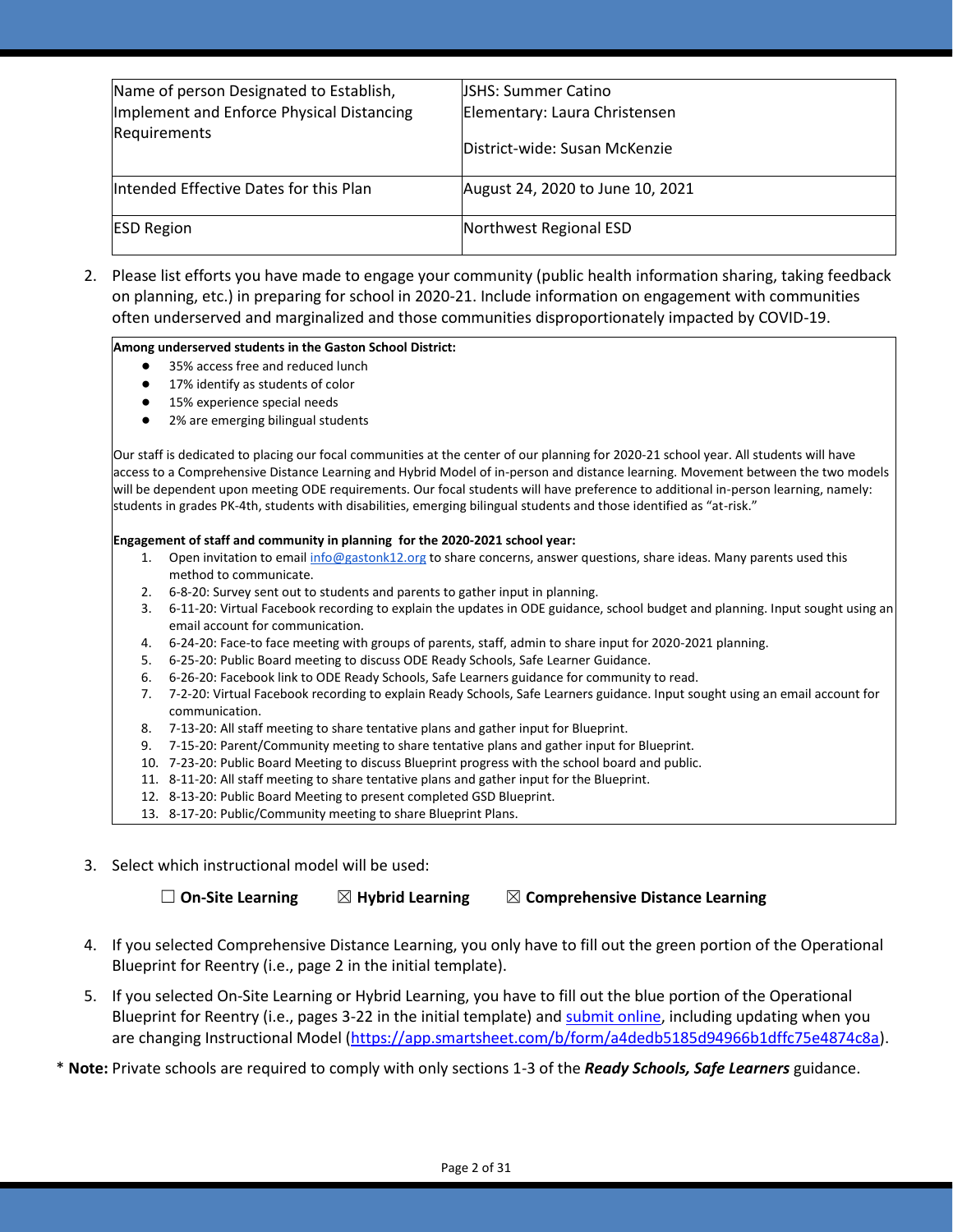| Name of person Designated to Establish, Implement and Enforce Physical Distancing Requirements | JSHS: Summer Catino<br>Elementary: Laura Christensen<br><br>District-wide: Susan McKenzie |
|---|---|
| Intended Effective Dates for this Plan | August 24, 2020 to June 10, 2021 |
| ESD Region | Northwest Regional ESD |

2. Please list efforts you have made to engage your community (public health information sharing, taking feedback on planning, etc.) in preparing for school in 2020-21. Include information on engagement with communities often underserved and marginalized and those communities disproportionately impacted by COVID-19.

**Among underserved students in the Gaston School District:**

- 35% access free and reduced lunch
- 17% identify as students of color
- 15% experience special needs
- 2% are emerging bilingual students

Our staff is dedicated to placing our focal communities at the center of our planning for 2020-21 school year. All students will have access to a Comprehensive Distance Learning and Hybrid Model of in-person and distance learning. Movement between the two models will be dependent upon meeting ODE requirements. Our focal students will have preference to additional in-person learning, namely: students in grades PK-4th, students with disabilities, emerging bilingual students and those identified as "at-risk."

**Engagement of staff and community in planning for the 2020-2021 school year:**

1. Open invitation to email [info@gastonk12.org](mailto:info@gastonk12.org) to share concerns, answer questions, share ideas. Many parents used this method to communicate.
2. 6-8-20: Survey sent out to students and parents to gather input in planning.
3. 6-11-20: Virtual Facebook recording to explain the updates in ODE guidance, school budget and planning. Input sought using an email account for communication.
4. 6-24-20: Face-to face meeting with groups of parents, staff, admin to share input for 2020-2021 planning.
5. 6-25-20: Public Board meeting to discuss ODE Ready Schools, Safe Learner Guidance.
6. 6-26-20: Facebook link to ODE Ready Schools, Safe Learners guidance for community to read.
7. 7-2-20: Virtual Facebook recording to explain Ready Schools, Safe Learners guidance. Input sought using an email account for communication.
8. 7-13-20: All staff meeting to share tentative plans and gather input for Blueprint.
9. 7-15-20: Parent/Community meeting to share tentative plans and gather input for Blueprint.
10. 7-23-20: Public Board Meeting to discuss Blueprint progress with the school board and public.
11. 8-11-20: All staff meeting to share tentative plans and gather input for the Blueprint.
12. 8-13-20: Public Board Meeting to present completed GSD Blueprint.
13. 8-17-20: Public/Community meeting to share Blueprint Plans.

3. Select which instructional model will be used:

☐ **On-Site Learning** ☒ **Hybrid Learning** ☒ **Comprehensive Distance Learning**

4. If you selected Comprehensive Distance Learning, you only have to fill out the green portion of the Operational Blueprint for Reentry (i.e., page 2 in the initial template).
5. If you selected On-Site Learning or Hybrid Learning, you have to fill out the blue portion of the Operational Blueprint for Reentry (i.e., pages 3-22 in the initial template) and [submit online](https://app.smartsheet.com/b/form/a4dedb5185d94966b1dffc75e4874c8a), including updating when you are changing Instructional Model (https://app.smartsheet.com/b/form/a4dedb5185d94966b1dffc75e4874c8a).

\* **Note:** Private schools are required to comply with only sections 1-3 of the ***Ready Schools, Safe Learners*** guidance.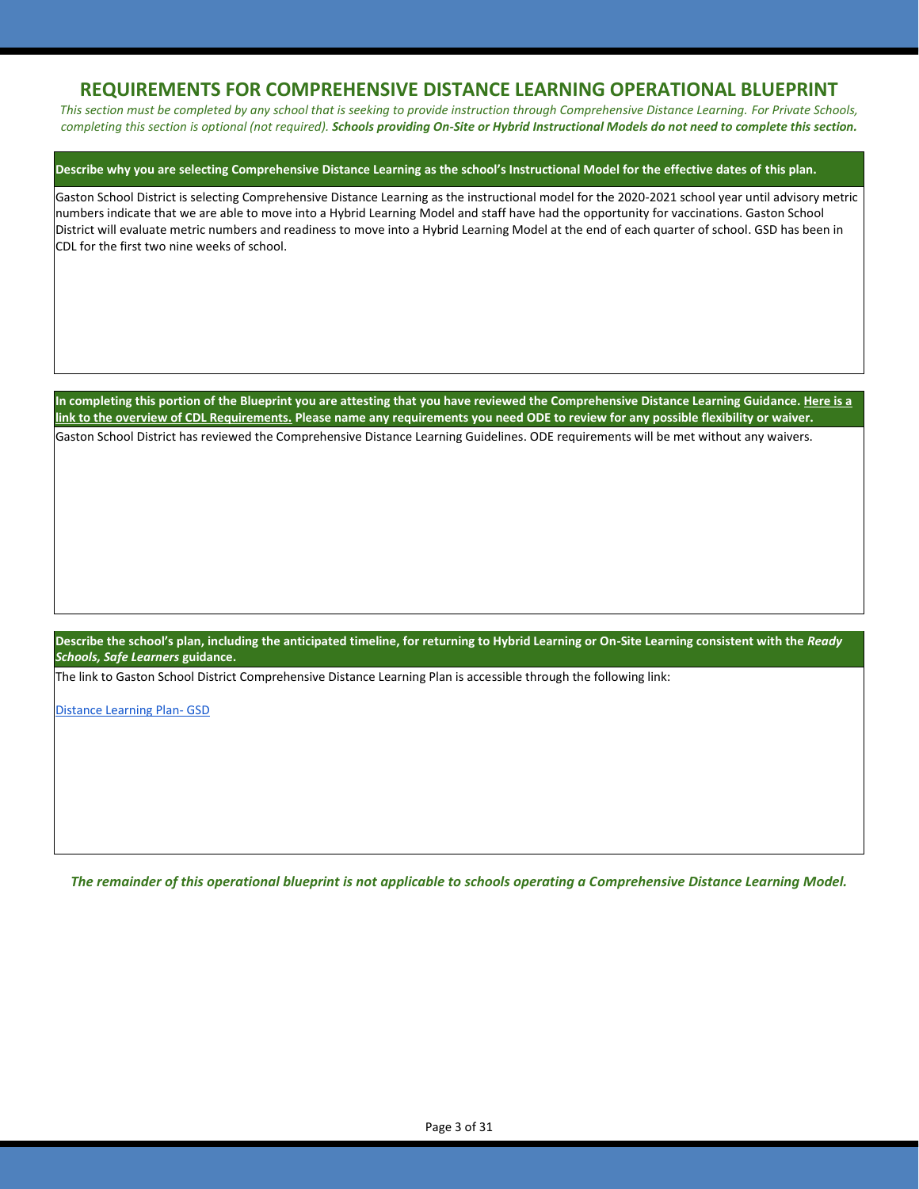## REQUIREMENTS FOR COMPREHENSIVE DISTANCE LEARNING OPERATIONAL BLUEPRINT

*This section must be completed by any school that is seeking to provide instruction through Comprehensive Distance Learning. For Private Schools, completing this section is optional (not required).* ***Schools providing On-Site or Hybrid Instructional Models do not need to complete this section.***

**Describe why you are selecting Comprehensive Distance Learning as the school's Instructional Model for the effective dates of this plan.**

Gaston School District is selecting Comprehensive Distance Learning as the instructional model for the 2020-2021 school year until advisory metric numbers indicate that we are able to move into a Hybrid Learning Model and staff have had the opportunity for vaccinations. Gaston School District will evaluate metric numbers and readiness to move into a Hybrid Learning Model at the end of each quarter of school. GSD has been in CDL for the first two nine weeks of school.

**In completing this portion of the Blueprint you are attesting that you have reviewed the Comprehensive Distance Learning Guidance. Here is a link to the overview of CDL Requirements. Please name any requirements you need ODE to review for any possible flexibility or waiver.**

Gaston School District has reviewed the Comprehensive Distance Learning Guidelines. ODE requirements will be met without any waivers.

**Describe the school's plan, including the anticipated timeline, for returning to Hybrid Learning or On-Site Learning consistent with the *Ready Schools, Safe Learners* guidance.**

The link to Gaston School District Comprehensive Distance Learning Plan is accessible through the following link:

Distance Learning Plan- GSD

***The remainder of this operational blueprint is not applicable to schools operating a Comprehensive Distance Learning Model.***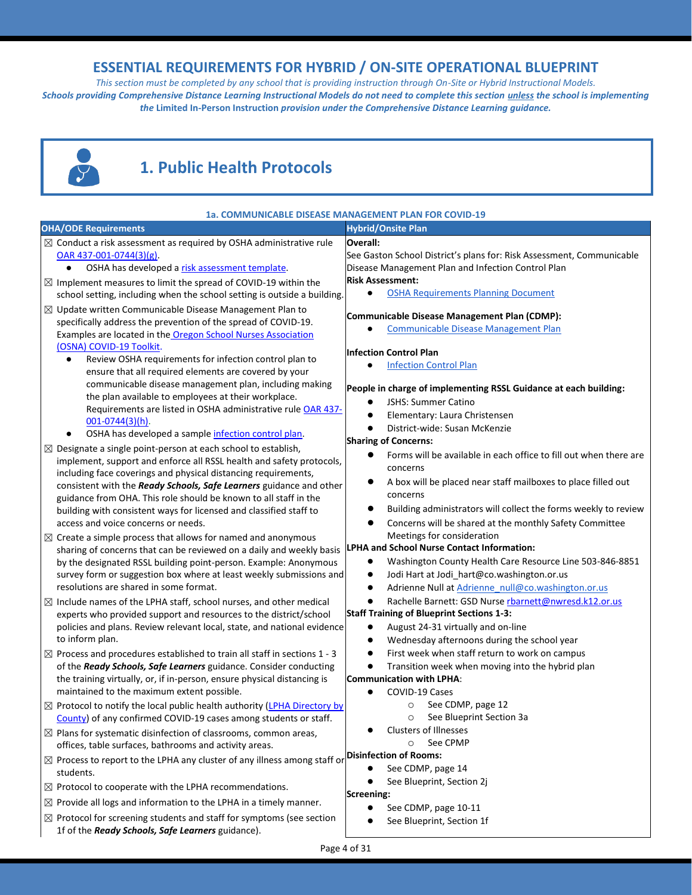# ESSENTIAL REQUIREMENTS FOR HYBRID / ON-SITE OPERATIONAL BLUEPRINT

*This section must be completed by any school that is providing instruction through On-Site or Hybrid Instructional Models.*

***Schools providing Comprehensive Distance Learning Instructional Models do not need to complete this section unless the school is implementing the* Limited In-Person Instruction *provision under the Comprehensive Distance Learning guidance.***

## 1. Public Health Protocols

### 1a. COMMUNICABLE DISEASE MANAGEMENT PLAN FOR COVID-19

| OHA/ODE Requirements | Hybrid/Onsite Plan |
|---|---|
| ☒ Conduct a risk assessment as required by OSHA administrative rule OAR 437-001-0744(3)(g).<br>● OSHA has developed a risk assessment template.<br>☒ Implement measures to limit the spread of COVID-19 within the school setting, including when the school setting is outside a building.<br>☒ Update written Communicable Disease Management Plan to specifically address the prevention of the spread of COVID-19. Examples are located in the Oregon School Nurses Association (OSNA) COVID-19 Toolkit.<br>● Review OSHA requirements for infection control plan to ensure that all required elements are covered by your communicable disease management plan, including making the plan available to employees at their workplace. Requirements are listed in OSHA administrative rule OAR 437-001-0744(3)(h).<br>● OSHA has developed a sample infection control plan.<br>☒ Designate a single point-person at each school to establish, implement, support and enforce all RSSL health and safety protocols, including face coverings and physical distancing requirements, consistent with the ***Ready Schools, Safe Learners*** guidance and other guidance from OHA. This role should be known to all staff in the building with consistent ways for licensed and classified staff to access and voice concerns or needs.<br>☒ Create a simple process that allows for named and anonymous sharing of concerns that can be reviewed on a daily and weekly basis by the designated RSSL building point-person. Example: Anonymous survey form or suggestion box where at least weekly submissions and resolutions are shared in some format.<br>☒ Include names of the LPHA staff, school nurses, and other medical experts who provided support and resources to the district/school policies and plans. Review relevant local, state, and national evidence to inform plan.<br>☒ Process and procedures established to train all staff in sections 1 - 3 of the ***Ready Schools, Safe Learners*** guidance. Consider conducting the training virtually, or, if in-person, ensure physical distancing is maintained to the maximum extent possible.<br>☒ Protocol to notify the local public health authority (LPHA Directory by County) of any confirmed COVID-19 cases among students or staff.<br>☒ Plans for systematic disinfection of classrooms, common areas, offices, table surfaces, bathrooms and activity areas.<br>☒ Process to report to the LPHA any cluster of any illness among staff or students.<br>☒ Protocol to cooperate with the LPHA recommendations.<br>☒ Provide all logs and information to the LPHA in a timely manner.<br>☒ Protocol for screening students and staff for symptoms (see section 1f of the ***Ready Schools, Safe Learners*** guidance). | **Overall:**<br>See Gaston School District's plans for: Risk Assessment, Communicable Disease Management Plan and Infection Control Plan<br>**Risk Assessment:**<br>● OSHA Requirements Planning Document<br><br>**Communicable Disease Management Plan (CDMP):**<br>● Communicable Disease Management Plan<br><br>**Infection Control Plan**<br>● Infection Control Plan<br><br>**People in charge of implementing RSSL Guidance at each building:**<br>● JSHS: Summer Catino<br>● Elementary: Laura Christensen<br>● District-wide: Susan McKenzie<br>**Sharing of Concerns:**<br>● Forms will be available in each office to fill out when there are concerns<br>● A box will be placed near staff mailboxes to place filled out concerns<br>● Building administrators will collect the forms weekly to review<br>● Concerns will be shared at the monthly Safety Committee Meetings for consideration<br>**LPHA and School Nurse Contact Information:**<br>● Washington County Health Care Resource Line 503-846-8851<br>● Jodi Hart at Jodi_hart@co.washington.or.us<br>● Adrienne Null at Adrienne_null@co.washington.or.us<br>● Rachelle Barnett: GSD Nurse rbarnett@nwresd.k12.or.us<br>**Staff Training of Blueprint Sections 1-3:**<br>● August 24-31 virtually and on-line<br>● Wednesday afternoons during the school year<br>● First week when staff return to work on campus<br>● Transition week when moving into the hybrid plan<br>**Communication with LPHA**:<br>● COVID-19 Cases<br>○ See CDMP, page 12<br>○ See Blueprint Section 3a<br>● Clusters of Illnesses<br>○ See CPMP<br>**Disinfection of Rooms:**<br>● See CDMP, page 14<br>● See Blueprint, Section 2j<br>**Screening:**<br>● See CDMP, page 10-11<br>● See Blueprint, Section 1f |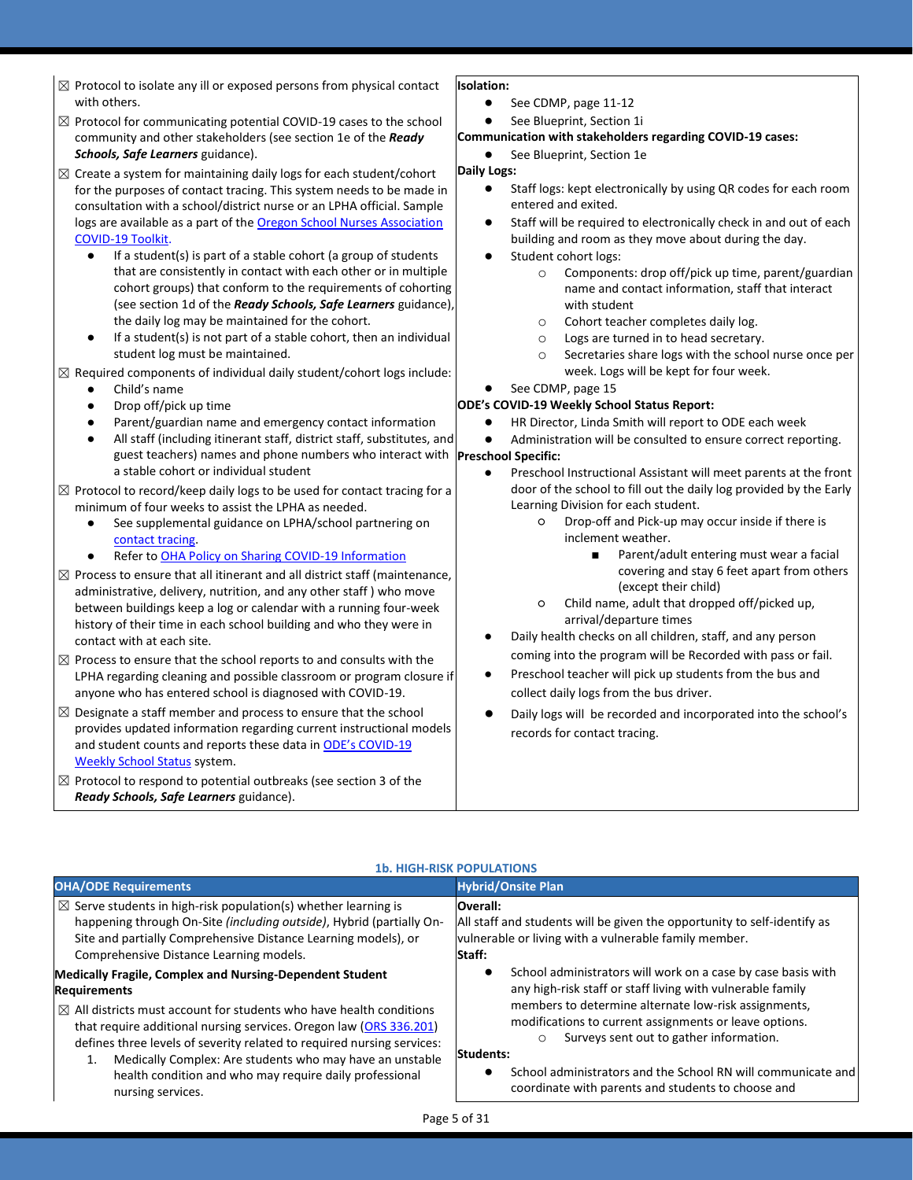| | |
|---|---|
| ☒ Protocol to isolate any ill or exposed persons from physical contact with others.<br>☒ Protocol for communicating potential COVID-19 cases to the school community and other stakeholders (see section 1e of the ***Ready Schools, Safe Learners*** guidance).<br>☒ Create a system for maintaining daily logs for each student/cohort for the purposes of contact tracing. This system needs to be made in consultation with a school/district nurse or an LPHA official. Sample logs are available as a part of the [Oregon School Nurses Association COVID-19 Toolkit](). <br>● If a student(s) is part of a stable cohort (a group of students that are consistently in contact with each other or in multiple cohort groups) that conform to the requirements of cohorting (see section 1d of the ***Ready Schools, Safe Learners*** guidance), the daily log may be maintained for the cohort.<br>● If a student(s) is not part of a stable cohort, then an individual student log must be maintained.<br>☒ Required components of individual daily student/cohort logs include:<br>● Child's name<br>● Drop off/pick up time<br>● Parent/guardian name and emergency contact information<br>● All staff (including itinerant staff, district staff, substitutes, and guest teachers) names and phone numbers who interact with a stable cohort or individual student<br>☒ Protocol to record/keep daily logs to be used for contact tracing for a minimum of four weeks to assist the LPHA as needed.<br>● See supplemental guidance on LPHA/school partnering on [contact tracing]().<br>● Refer to [OHA Policy on Sharing COVID-19 Information]()<br>☒ Process to ensure that all itinerant and all district staff (maintenance, administrative, delivery, nutrition, and any other staff ) who move between buildings keep a log or calendar with a running four-week history of their time in each school building and who they were in contact with at each site.<br>☒ Process to ensure that the school reports to and consults with the LPHA regarding cleaning and possible classroom or program closure if anyone who has entered school is diagnosed with COVID-19.<br>☒ Designate a staff member and process to ensure that the school provides updated information regarding current instructional models and student counts and reports these data in [ODE's COVID-19 Weekly School Status]() system.<br>☒ Protocol to respond to potential outbreaks (see section 3 of the ***Ready Schools, Safe Learners*** guidance). | **Isolation:**<br>● See CDMP, page 11-12<br>● See Blueprint, Section 1i<br>**Communication with stakeholders regarding COVID-19 cases:**<br>● See Blueprint, Section 1e<br>**Daily Logs:**<br>● Staff logs: kept electronically by using QR codes for each room entered and exited.<br>● Staff will be required to electronically check in and out of each building and room as they move about during the day.<br>● Student cohort logs:<br>○ Components: drop off/pick up time, parent/guardian name and contact information, staff that interact with student<br>○ Cohort teacher completes daily log.<br>○ Logs are turned in to head secretary.<br>○ Secretaries share logs with the school nurse once per week. Logs will be kept for four week.<br>● See CDMP, page 15<br>**ODE's COVID-19 Weekly School Status Report:**<br>● HR Director, Linda Smith will report to ODE each week<br>● Administration will be consulted to ensure correct reporting.<br>**Preschool Specific:**<br>● Preschool Instructional Assistant will meet parents at the front door of the school to fill out the daily log provided by the Early Learning Division for each student.<br>○ Drop-off and Pick-up may occur inside if there is inclement weather.<br>■ Parent/adult entering must wear a facial covering and stay 6 feet apart from others (except their child)<br>○ Child name, adult that dropped off/picked up, arrival/departure times<br>● Daily health checks on all children, staff, and any person coming into the program will be Recorded with pass or fail.<br>● Preschool teacher will pick up students from the bus and collect daily logs from the bus driver.<br>● Daily logs will be recorded and incorporated into the school's records for contact tracing. |

## 1b. HIGH-RISK POPULATIONS

| OHA/ODE Requirements | Hybrid/Onsite Plan |
|---|---|
| ☒ Serve students in high-risk population(s) whether learning is happening through On-Site *(including outside)*, Hybrid (partially On-Site and partially Comprehensive Distance Learning models), or Comprehensive Distance Learning models.<br>**Medically Fragile, Complex and Nursing-Dependent Student Requirements**<br>☒ All districts must account for students who have health conditions that require additional nursing services. Oregon law ([ORS 336.201]()) defines three levels of severity related to required nursing services:<br>1. Medically Complex: Are students who may have an unstable health condition and who may require daily professional nursing services. | **Overall:**<br>All staff and students will be given the opportunity to self-identify as vulnerable or living with a vulnerable family member.<br>**Staff:**<br>● School administrators will work on a case by case basis with any high-risk staff or staff living with vulnerable family members to determine alternate low-risk assignments, modifications to current assignments or leave options.<br>○ Surveys sent out to gather information.<br>**Students:**<br>● School administrators and the School RN will communicate and coordinate with parents and students to choose and |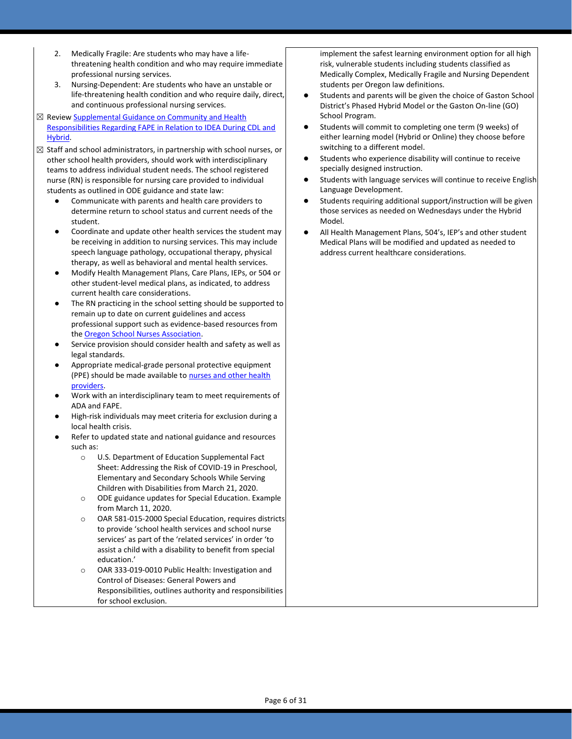| | |
|---|---|
| 2. Medically Fragile: Are students who may have a life-threatening health condition and who may require immediate professional nursing services.<br>3. Nursing-Dependent: Are students who have an unstable or life-threatening health condition and who require daily, direct, and continuous professional nursing services.<br><br>☒ Review Supplemental Guidance on Community and Health Responsibilities Regarding FAPE in Relation to IDEA During CDL and Hybrid.<br><br>☒ Staff and school administrators, in partnership with school nurses, or other school health providers, should work with interdisciplinary teams to address individual student needs. The school registered nurse (RN) is responsible for nursing care provided to individual students as outlined in ODE guidance and state law:<br>● Communicate with parents and health care providers to determine return to school status and current needs of the student.<br>● Coordinate and update other health services the student may be receiving in addition to nursing services. This may include speech language pathology, occupational therapy, physical therapy, as well as behavioral and mental health services.<br>● Modify Health Management Plans, Care Plans, IEPs, or 504 or other student-level medical plans, as indicated, to address current health care considerations.<br>● The RN practicing in the school setting should be supported to remain up to date on current guidelines and access professional support such as evidence-based resources from the Oregon School Nurses Association.<br>● Service provision should consider health and safety as well as legal standards.<br>● Appropriate medical-grade personal protective equipment (PPE) should be made available to nurses and other health providers.<br>● Work with an interdisciplinary team to meet requirements of ADA and FAPE.<br>● High-risk individuals may meet criteria for exclusion during a local health crisis.<br>● Refer to updated state and national guidance and resources such as:<br>○ U.S. Department of Education Supplemental Fact Sheet: Addressing the Risk of COVID-19 in Preschool, Elementary and Secondary Schools While Serving Children with Disabilities from March 21, 2020.<br>○ ODE guidance updates for Special Education. Example from March 11, 2020.<br>○ OAR 581-015-2000 Special Education, requires districts to provide 'school health services and school nurse services' as part of the 'related services' in order 'to assist a child with a disability to benefit from special education.'<br>○ OAR 333-019-0010 Public Health: Investigation and Control of Diseases: General Powers and Responsibilities, outlines authority and responsibilities for school exclusion. | implement the safest learning environment option for all high risk, vulnerable students including students classified as Medically Complex, Medically Fragile and Nursing Dependent students per Oregon law definitions.<br>● Students and parents will be given the choice of Gaston School District's Phased Hybrid Model or the Gaston On-line (GO) School Program.<br>● Students will commit to completing one term (9 weeks) of either learning model (Hybrid or Online) they choose before switching to a different model.<br>● Students who experience disability will continue to receive specially designed instruction.<br>● Students with language services will continue to receive English Language Development.<br>● Students requiring additional support/instruction will be given those services as needed on Wednesdays under the Hybrid Model.<br>● All Health Management Plans, 504's, IEP's and other student Medical Plans will be modified and updated as needed to address current healthcare considerations. |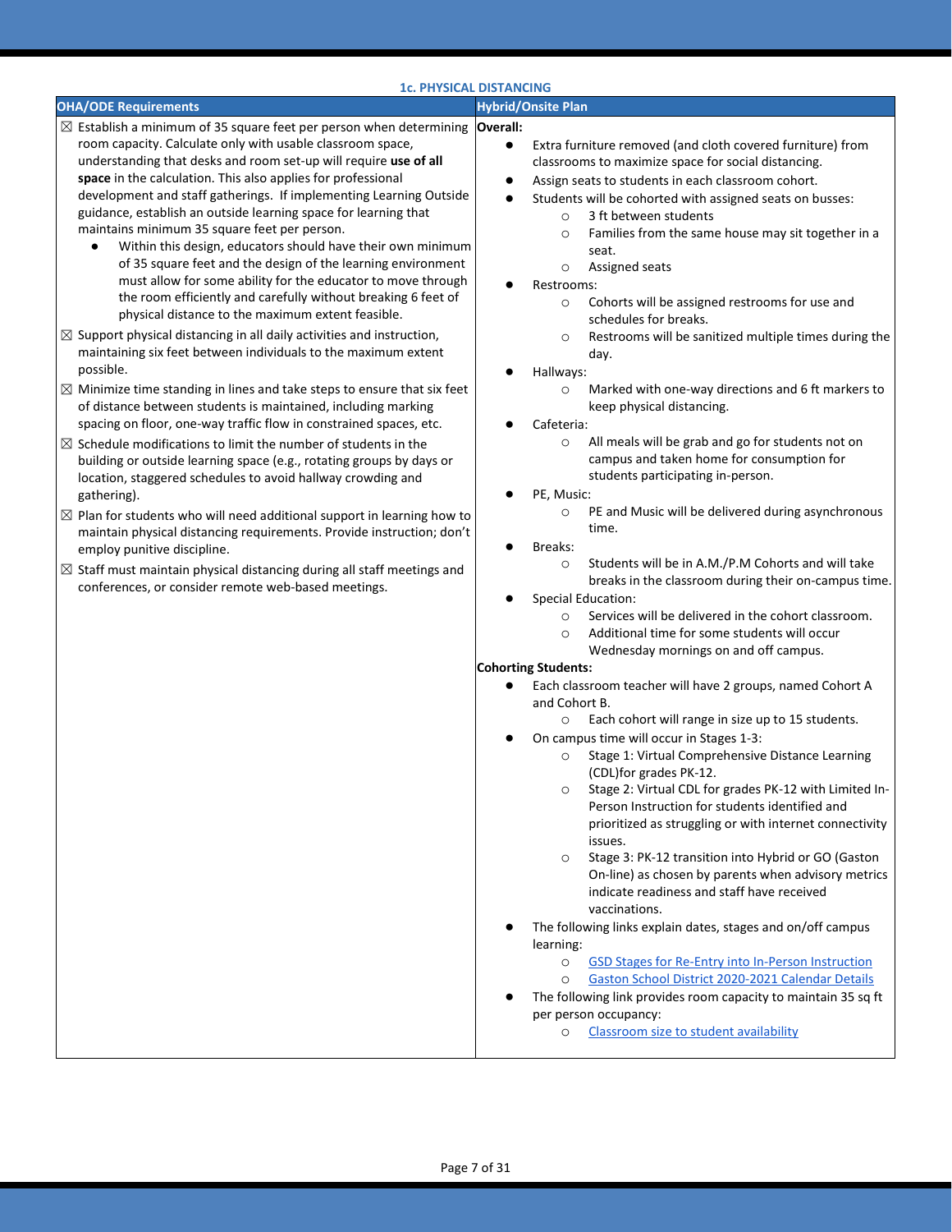### 1c. PHYSICAL DISTANCING

| OHA/ODE Requirements | Hybrid/Onsite Plan |
|---|---|
| ☒ Establish a minimum of 35 square feet per person when determining room capacity. Calculate only with usable classroom space, understanding that desks and room set-up will require **use of all space** in the calculation. This also applies for professional development and staff gatherings. If implementing Learning Outside guidance, establish an outside learning space for learning that maintains minimum 35 square feet per person.<br>• Within this design, educators should have their own minimum of 35 square feet and the design of the learning environment must allow for some ability for the educator to move through the room efficiently and carefully without breaking 6 feet of physical distance to the maximum extent feasible.<br>☒ Support physical distancing in all daily activities and instruction, maintaining six feet between individuals to the maximum extent possible.<br>☒ Minimize time standing in lines and take steps to ensure that six feet of distance between students is maintained, including marking spacing on floor, one-way traffic flow in constrained spaces, etc.<br>☒ Schedule modifications to limit the number of students in the building or outside learning space (e.g., rotating groups by days or location, staggered schedules to avoid hallway crowding and gathering).<br>☒ Plan for students who will need additional support in learning how to maintain physical distancing requirements. Provide instruction; don't employ punitive discipline.<br>☒ Staff must maintain physical distancing during all staff meetings and conferences, or consider remote web-based meetings. | **Overall:**<br>• Extra furniture removed (and cloth covered furniture) from classrooms to maximize space for social distancing.<br>• Assign seats to students in each classroom cohort.<br>• Students will be cohorted with assigned seats on busses:<br>&nbsp;&nbsp;○ 3 ft between students<br>&nbsp;&nbsp;○ Families from the same house may sit together in a seat.<br>&nbsp;&nbsp;○ Assigned seats<br>• Restrooms:<br>&nbsp;&nbsp;○ Cohorts will be assigned restrooms for use and schedules for breaks.<br>&nbsp;&nbsp;○ Restrooms will be sanitized multiple times during the day.<br>• Hallways:<br>&nbsp;&nbsp;○ Marked with one-way directions and 6 ft markers to keep physical distancing.<br>• Cafeteria:<br>&nbsp;&nbsp;○ All meals will be grab and go for students not on campus and taken home for consumption for students participating in-person.<br>• PE, Music:<br>&nbsp;&nbsp;○ PE and Music will be delivered during asynchronous time.<br>• Breaks:<br>&nbsp;&nbsp;○ Students will be in A.M./P.M Cohorts and will take breaks in the classroom during their on-campus time.<br>• Special Education:<br>&nbsp;&nbsp;○ Services will be delivered in the cohort classroom.<br>&nbsp;&nbsp;○ Additional time for some students will occur Wednesday mornings on and off campus.<br>**Cohorting Students:**<br>• Each classroom teacher will have 2 groups, named Cohort A and Cohort B.<br>&nbsp;&nbsp;○ Each cohort will range in size up to 15 students.<br>• On campus time will occur in Stages 1-3:<br>&nbsp;&nbsp;○ Stage 1: Virtual Comprehensive Distance Learning (CDL)for grades PK-12.<br>&nbsp;&nbsp;○ Stage 2: Virtual CDL for grades PK-12 with Limited In-Person Instruction for students identified and prioritized as struggling or with internet connectivity issues.<br>&nbsp;&nbsp;○ Stage 3: PK-12 transition into Hybrid or GO (Gaston On-line) as chosen by parents when advisory metrics indicate readiness and staff have received vaccinations.<br>• The following links explain dates, stages and on/off campus learning:<br>&nbsp;&nbsp;○ GSD Stages for Re-Entry into In-Person Instruction<br>&nbsp;&nbsp;○ Gaston School District 2020-2021 Calendar Details<br>• The following link provides room capacity to maintain 35 sq ft per person occupancy:<br>&nbsp;&nbsp;○ Classroom size to student availability |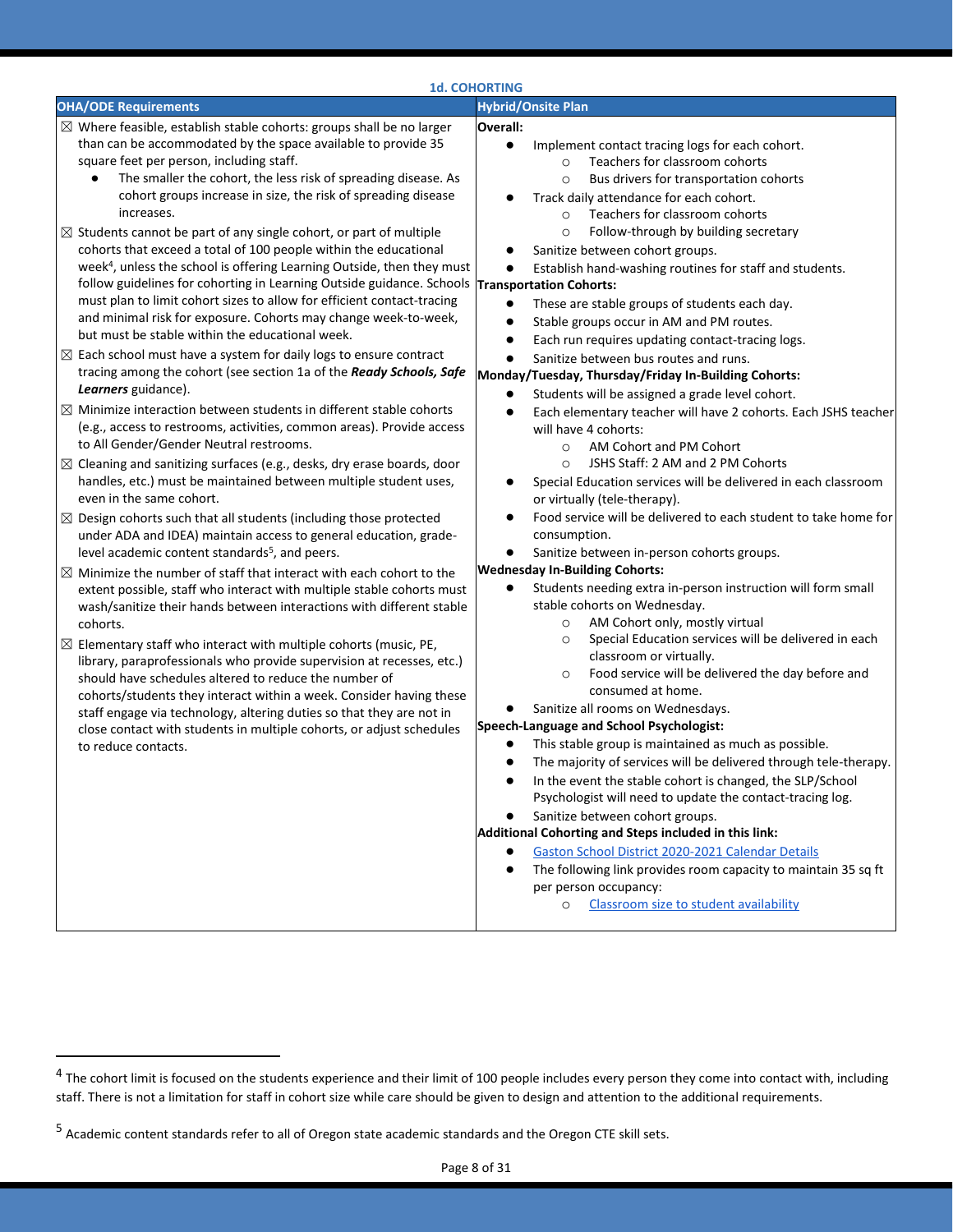### 1d. COHORTING

| OHA/ODE Requirements | Hybrid/Onsite Plan |
|---|---|
| ☒ Where feasible, establish stable cohorts: groups shall be no larger than can be accommodated by the space available to provide 35 square feet per person, including staff.<br>● The smaller the cohort, the less risk of spreading disease. As cohort groups increase in size, the risk of spreading disease increases.<br><br>☒ Students cannot be part of any single cohort, or part of multiple cohorts that exceed a total of 100 people within the educational week[4], unless the school is offering Learning Outside, then they must follow guidelines for cohorting in Learning Outside guidance. Schools must plan to limit cohort sizes to allow for efficient contact-tracing and minimal risk for exposure. Cohorts may change week-to-week, but must be stable within the educational week.<br><br>☒ Each school must have a system for daily logs to ensure contract tracing among the cohort (see section 1a of the ***Ready Schools, Safe Learners*** guidance).<br><br>☒ Minimize interaction between students in different stable cohorts (e.g., access to restrooms, activities, common areas). Provide access to All Gender/Gender Neutral restrooms.<br><br>☒ Cleaning and sanitizing surfaces (e.g., desks, dry erase boards, door handles, etc.) must be maintained between multiple student uses, even in the same cohort.<br><br>☒ Design cohorts such that all students (including those protected under ADA and IDEA) maintain access to general education, grade-level academic content standards[5], and peers.<br><br>☒ Minimize the number of staff that interact with each cohort to the extent possible, staff who interact with multiple stable cohorts must wash/sanitize their hands between interactions with different stable cohorts.<br><br>☒ Elementary staff who interact with multiple cohorts (music, PE, library, paraprofessionals who provide supervision at recesses, etc.) should have schedules altered to reduce the number of cohorts/students they interact within a week. Consider having these staff engage via technology, altering duties so that they are not in close contact with students in multiple cohorts, or adjust schedules to reduce contacts. | **Overall:**<br>● Implement contact tracing logs for each cohort.<br>○ Teachers for classroom cohorts<br>○ Bus drivers for transportation cohorts<br>● Track daily attendance for each cohort.<br>○ Teachers for classroom cohorts<br>○ Follow-through by building secretary<br>● Sanitize between cohort groups.<br>● Establish hand-washing routines for staff and students.<br>**Transportation Cohorts:**<br>● These are stable groups of students each day.<br>● Stable groups occur in AM and PM routes.<br>● Each run requires updating contact-tracing logs.<br>● Sanitize between bus routes and runs.<br>**Monday/Tuesday, Thursday/Friday In-Building Cohorts:**<br>● Students will be assigned a grade level cohort.<br>● Each elementary teacher will have 2 cohorts. Each JSHS teacher will have 4 cohorts:<br>○ AM Cohort and PM Cohort<br>○ JSHS Staff: 2 AM and 2 PM Cohorts<br>● Special Education services will be delivered in each classroom or virtually (tele-therapy).<br>● Food service will be delivered to each student to take home for consumption.<br>● Sanitize between in-person cohorts groups.<br>**Wednesday In-Building Cohorts:**<br>● Students needing extra in-person instruction will form small stable cohorts on Wednesday.<br>○ AM Cohort only, mostly virtual<br>○ Special Education services will be delivered in each classroom or virtually.<br>○ Food service will be delivered the day before and consumed at home.<br>● Sanitize all rooms on Wednesdays.<br>**Speech-Language and School Psychologist:**<br>● This stable group is maintained as much as possible.<br>● The majority of services will be delivered through tele-therapy.<br>● In the event the stable cohort is changed, the SLP/School Psychologist will need to update the contact-tracing log.<br>● Sanitize between cohort groups.<br>**Additional Cohorting and Steps included in this link:**<br>● Gaston School District 2020-2021 Calendar Details<br>● The following link provides room capacity to maintain 35 sq ft per person occupancy:<br>○ Classroom size to student availability |

[4] The cohort limit is focused on the students experience and their limit of 100 people includes every person they come into contact with, including staff. There is not a limitation for staff in cohort size while care should be given to design and attention to the additional requirements.

[5] Academic content standards refer to all of Oregon state academic standards and the Oregon CTE skill sets.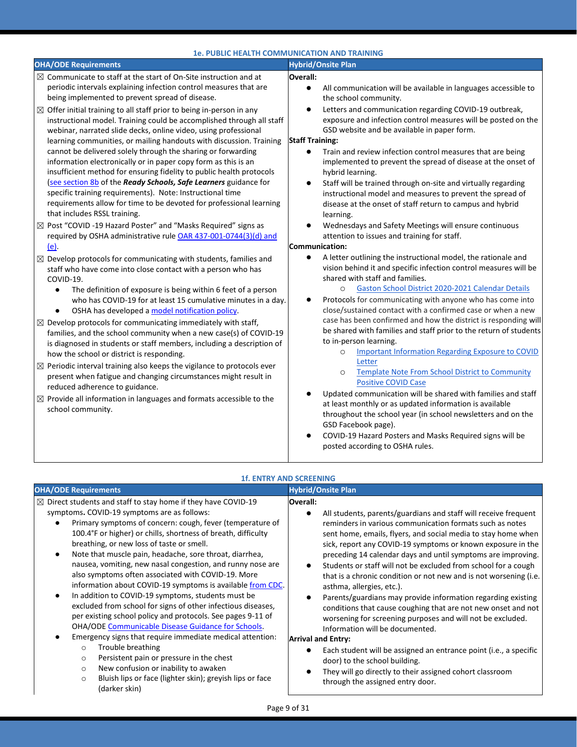### 1e. PUBLIC HEALTH COMMUNICATION AND TRAINING

| OHA/ODE Requirements | Hybrid/Onsite Plan |
|---|---|
| ☒ Communicate to staff at the start of On-Site instruction and at periodic intervals explaining infection control measures that are being implemented to prevent spread of disease.<br><br>☒ Offer initial training to all staff prior to being in-person in any instructional model. Training could be accomplished through all staff webinar, narrated slide decks, online video, using professional learning communities, or mailing handouts with discussion. Training cannot be delivered solely through the sharing or forwarding information electronically or in paper copy form as this is an insufficient method for ensuring fidelity to public health protocols (see section 8b of the ***Ready Schools, Safe Learners*** guidance for specific training requirements). Note: Instructional time requirements allow for time to be devoted for professional learning that includes RSSL training.<br><br>☒ Post "COVID -19 Hazard Poster" and "Masks Required" signs as required by OSHA administrative rule OAR 437-001-0744(3)(d) and (e).<br><br>☒ Develop protocols for communicating with students, families and staff who have come into close contact with a person who has COVID-19.<br>● The definition of exposure is being within 6 feet of a person who has COVID-19 for at least 15 cumulative minutes in a day.<br>● OSHA has developed a model notification policy.<br><br>☒ Develop protocols for communicating immediately with staff, families, and the school community when a new case(s) of COVID-19 is diagnosed in students or staff members, including a description of how the school or district is responding.<br><br>☒ Periodic interval training also keeps the vigilance to protocols ever present when fatigue and changing circumstances might result in reduced adherence to guidance.<br><br>☒ Provide all information in languages and formats accessible to the school community. | **Overall:**<br>● All communication will be available in languages accessible to the school community.<br>● Letters and communication regarding COVID-19 outbreak, exposure and infection control measures will be posted on the GSD website and be available in paper form.<br>**Staff Training:**<br>● Train and review infection control measures that are being implemented to prevent the spread of disease at the onset of hybrid learning.<br>● Staff will be trained through on-site and virtually regarding instructional model and measures to prevent the spread of disease at the onset of staff return to campus and hybrid learning.<br>● Wednesdays and Safety Meetings will ensure continuous attention to issues and training for staff.<br>**Communication:**<br>● A letter outlining the instructional model, the rationale and vision behind it and specific infection control measures will be shared with staff and families.<br>○ Gaston School District 2020-2021 Calendar Details<br>● Protocols for communicating with anyone who has come into close/sustained contact with a confirmed case or when a new case has been confirmed and how the district is responding will be shared with families and staff prior to the return of students to in-person learning.<br>○ Important Information Regarding Exposure to COVID Letter<br>○ Template Note From School District to Community Positive COVID Case<br>● Updated communication will be shared with families and staff at least monthly or as updated information is available throughout the school year (in school newsletters and on the GSD Facebook page).<br>● COVID-19 Hazard Posters and Masks Required signs will be posted according to OSHA rules. |

### 1f. ENTRY AND SCREENING

| OHA/ODE Requirements | Hybrid/Onsite Plan |
|---|---|
| ☒ Direct students and staff to stay home if they have COVID-19 symptoms**.** COVID-19 symptoms are as follows:<br>● Primary symptoms of concern: cough, fever (temperature of 100.4°F or higher) or chills, shortness of breath, difficulty breathing, or new loss of taste or smell.<br>● Note that muscle pain, headache, sore throat, diarrhea, nausea, vomiting, new nasal congestion, and runny nose are also symptoms often associated with COVID-19. More information about COVID-19 symptoms is available from CDC.<br>● In addition to COVID-19 symptoms, students must be excluded from school for signs of other infectious diseases, per existing school policy and protocols. See pages 9-11 of OHA/ODE Communicable Disease Guidance for Schools.<br>● Emergency signs that require immediate medical attention:<br>○ Trouble breathing<br>○ Persistent pain or pressure in the chest<br>○ New confusion or inability to awaken<br>○ Bluish lips or face (lighter skin); greyish lips or face (darker skin) | **Overall:**<br>● All students, parents/guardians and staff will receive frequent reminders in various communication formats such as notes sent home, emails, flyers, and social media to stay home when sick, report any COVID-19 symptoms or known exposure in the preceding 14 calendar days and until symptoms are improving.<br>● Students or staff will not be excluded from school for a cough that is a chronic condition or not new and is not worsening (i.e. asthma, allergies, etc.).<br>● Parents/guardians may provide information regarding existing conditions that cause coughing that are not new onset and not worsening for screening purposes and will not be excluded. Information will be documented.<br>**Arrival and Entry:**<br>● Each student will be assigned an entrance point (i.e., a specific door) to the school building.<br>● They will go directly to their assigned cohort classroom through the assigned entry door. |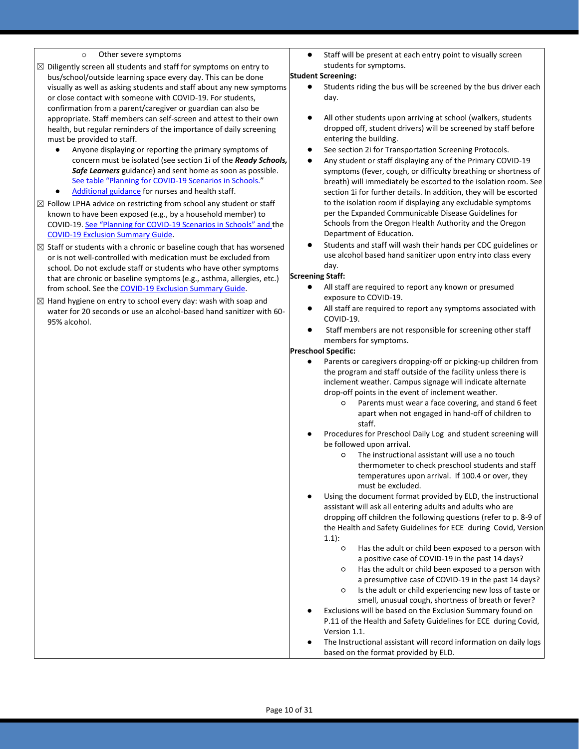| | |
|---|---|
| ◦ Other severe symptoms<br>☒ Diligently screen all students and staff for symptoms on entry to bus/school/outside learning space every day. This can be done visually as well as asking students and staff about any new symptoms or close contact with someone with COVID-19. For students, confirmation from a parent/caregiver or guardian can also be appropriate. Staff members can self-screen and attest to their own health, but regular reminders of the importance of daily screening must be provided to staff.<br>• Anyone displaying or reporting the primary symptoms of concern must be isolated (see section 1i of the ***Ready Schools, Safe Learners*** guidance) and sent home as soon as possible. See table "Planning for COVID-19 Scenarios in Schools."<br>• Additional guidance for nurses and health staff.<br>☒ Follow LPHA advice on restricting from school any student or staff known to have been exposed (e.g., by a household member) to COVID-19. See "Planning for COVID-19 Scenarios in Schools" and the COVID-19 Exclusion Summary Guide.<br>☒ Staff or students with a chronic or baseline cough that has worsened or is not well-controlled with medication must be excluded from school. Do not exclude staff or students who have other symptoms that are chronic or baseline symptoms (e.g., asthma, allergies, etc.) from school. See the COVID-19 Exclusion Summary Guide.<br>☒ Hand hygiene on entry to school every day: wash with soap and water for 20 seconds or use an alcohol-based hand sanitizer with 60-95% alcohol. | • Staff will be present at each entry point to visually screen students for symptoms.<br>**Student Screening:**<br>• Students riding the bus will be screened by the bus driver each day.<br>• All other students upon arriving at school (walkers, students dropped off, student drivers) will be screened by staff before entering the building.<br>• See section 2i for Transportation Screening Protocols.<br>• Any student or staff displaying any of the Primary COVID-19 symptoms (fever, cough, or difficulty breathing or shortness of breath) will immediately be escorted to the isolation room. See section 1i for further details. In addition, they will be escorted to the isolation room if displaying any excludable symptoms per the Expanded Communicable Disease Guidelines for Schools from the Oregon Health Authority and the Oregon Department of Education.<br>• Students and staff will wash their hands per CDC guidelines or use alcohol based hand sanitizer upon entry into class every day.<br>**Screening Staff:**<br>• All staff are required to report any known or presumed exposure to COVID-19.<br>• All staff are required to report any symptoms associated with COVID-19.<br>• Staff members are not responsible for screening other staff members for symptoms.<br>**Preschool Specific:**<br>• Parents or caregivers dropping-off or picking-up children from the program and staff outside of the facility unless there is inclement weather. Campus signage will indicate alternate drop-off points in the event of inclement weather.<br>◦ Parents must wear a face covering, and stand 6 feet apart when not engaged in hand-off of children to staff.<br>• Procedures for Preschool Daily Log and student screening will be followed upon arrival.<br>◦ The instructional assistant will use a no touch thermometer to check preschool students and staff temperatures upon arrival. If 100.4 or over, they must be excluded.<br>• Using the document format provided by ELD, the instructional assistant will ask all entering adults and adults who are dropping off children the following questions (refer to p. 8-9 of the Health and Safety Guidelines for ECE during Covid, Version 1.1):<br>◦ Has the adult or child been exposed to a person with a positive case of COVID-19 in the past 14 days?<br>◦ Has the adult or child been exposed to a person with a presumptive case of COVID-19 in the past 14 days?<br>◦ Is the adult or child experiencing new loss of taste or smell, unusual cough, shortness of breath or fever?<br>• Exclusions will be based on the Exclusion Summary found on P.11 of the Health and Safety Guidelines for ECE during Covid, Version 1.1.<br>• The Instructional assistant will record information on daily logs based on the format provided by ELD. |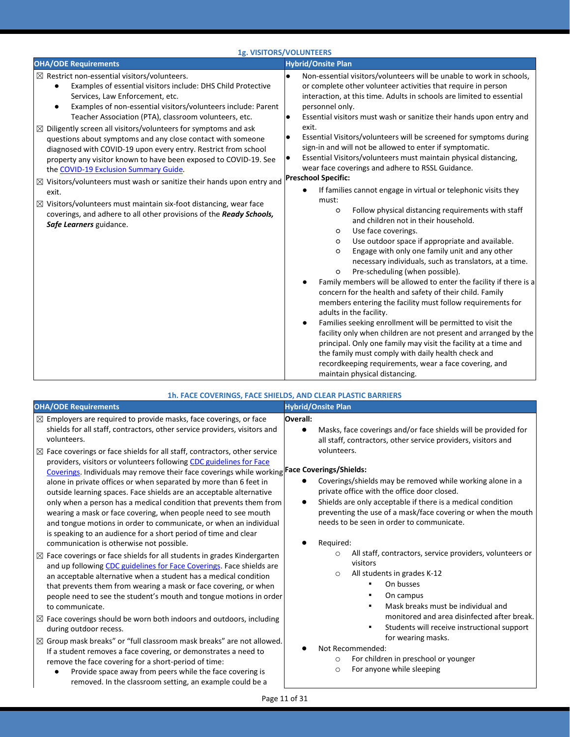### 1g. VISITORS/VOLUNTEERS

| OHA/ODE Requirements | Hybrid/Onsite Plan |
|---|---|
| ☒ Restrict non-essential visitors/volunteers.<br>● Examples of essential visitors include: DHS Child Protective Services, Law Enforcement, etc.<br>● Examples of non-essential visitors/volunteers include: Parent Teacher Association (PTA), classroom volunteers, etc.<br>☒ Diligently screen all visitors/volunteers for symptoms and ask questions about symptoms and any close contact with someone diagnosed with COVID-19 upon every entry. Restrict from school property any visitor known to have been exposed to COVID-19. See the COVID-19 Exclusion Summary Guide.<br>☒ Visitors/volunteers must wash or sanitize their hands upon entry and exit.<br>☒ Visitors/volunteers must maintain six-foot distancing, wear face coverings, and adhere to all other provisions of the ***Ready Schools, Safe Learners*** guidance. | ● Non-essential visitors/volunteers will be unable to work in schools, or complete other volunteer activities that require in person interaction, at this time. Adults in schools are limited to essential personnel only.<br>● Essential visitors must wash or sanitize their hands upon entry and exit.<br>● Essential Visitors/volunteers will be screened for symptoms during sign-in and will not be allowed to enter if symptomatic.<br>● Essential Visitors/volunteers must maintain physical distancing, wear face coverings and adhere to RSSL Guidance.<br>**Preschool Specific:**<br>● If families cannot engage in virtual or telephonic visits they must:<br>○ Follow physical distancing requirements with staff and children not in their household.<br>○ Use face coverings.<br>○ Use outdoor space if appropriate and available.<br>○ Engage with only one family unit and any other necessary individuals, such as translators, at a time.<br>○ Pre-scheduling (when possible).<br>● Family members will be allowed to enter the facility if there is a concern for the health and safety of their child. Family members entering the facility must follow requirements for adults in the facility.<br>● Families seeking enrollment will be permitted to visit the facility only when children are not present and arranged by the principal. Only one family may visit the facility at a time and the family must comply with daily health check and recordkeeping requirements, wear a face covering, and maintain physical distancing. |

### 1h. FACE COVERINGS, FACE SHIELDS, AND CLEAR PLASTIC BARRIERS

| OHA/ODE Requirements | Hybrid/Onsite Plan |
|---|---|
| ☒ Employers are required to provide masks, face coverings, or face shields for all staff, contractors, other service providers, visitors and volunteers.<br>☒ Face coverings or face shields for all staff, contractors, other service providers, visitors or volunteers following CDC guidelines for Face Coverings. Individuals may remove their face coverings while working alone in private offices or when separated by more than 6 feet in outside learning spaces. Face shields are an acceptable alternative only when a person has a medical condition that prevents them from wearing a mask or face covering, when people need to see mouth and tongue motions in order to communicate, or when an individual is speaking to an audience for a short period of time and clear communication is otherwise not possible.<br>☒ Face coverings or face shields for all students in grades Kindergarten and up following CDC guidelines for Face Coverings. Face shields are an acceptable alternative when a student has a medical condition that prevents them from wearing a mask or face covering, or when people need to see the student's mouth and tongue motions in order to communicate.<br>☒ Face coverings should be worn both indoors and outdoors, including during outdoor recess.<br>☒ Group mask breaks" or "full classroom mask breaks" are not allowed. If a student removes a face covering, or demonstrates a need to remove the face covering for a short-period of time:<br>● Provide space away from peers while the face covering is removed. In the classroom setting, an example could be a | **Overall:**<br>● Masks, face coverings and/or face shields will be provided for all staff, contractors, other service providers, visitors and volunteers.<br><br>**Face Coverings/Shields:**<br>● Coverings/shields may be removed while working alone in a private office with the office door closed.<br>● Shields are only acceptable if there is a medical condition preventing the use of a mask/face covering or when the mouth needs to be seen in order to communicate.<br><br>● Required:<br>○ All staff, contractors, service providers, volunteers or visitors<br>○ All students in grades K-12<br>▪ On busses<br>▪ On campus<br>▪ Mask breaks must be individual and monitored and area disinfected after break.<br>▪ Students will receive instructional support for wearing masks.<br>● Not Recommended:<br>○ For children in preschool or younger<br>○ For anyone while sleeping |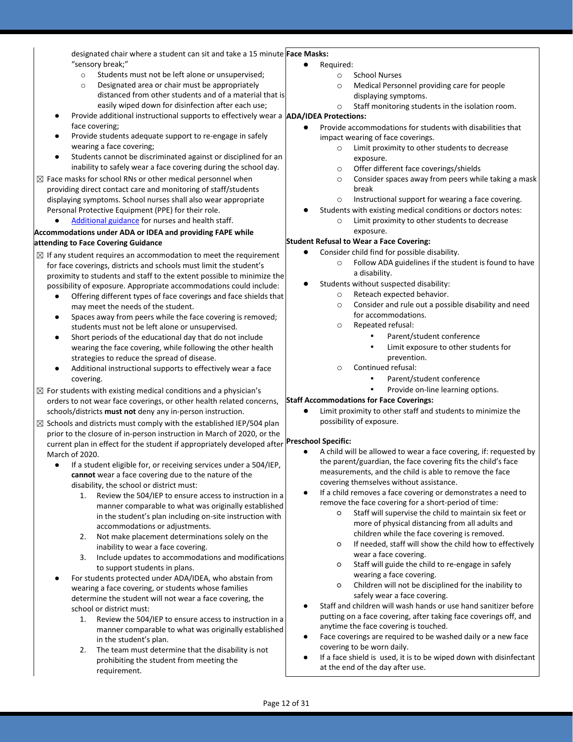designated chair where a student can sit and take a 15 minute "sensory break;"

- Students must not be left alone or unsupervised;
- Designated area or chair must be appropriately distanced from other students and of a material that is easily wiped down for disinfection after each use;

- Provide additional instructional supports to effectively wear a face covering;
- Provide students adequate support to re-engage in safely wearing a face covering;
- Students cannot be discriminated against or disciplined for an inability to safely wear a face covering during the school day.

☒ Face masks for school RNs or other medical personnel when providing direct contact care and monitoring of staff/students displaying symptoms. School nurses shall also wear appropriate Personal Protective Equipment (PPE) for their role.

- Additional guidance for nurses and health staff.

**Accommodations under ADA or IDEA and providing FAPE while attending to Face Covering Guidance**

☒ If any student requires an accommodation to meet the requirement for face coverings, districts and schools must limit the student's proximity to students and staff to the extent possible to minimize the possibility of exposure. Appropriate accommodations could include:

- Offering different types of face coverings and face shields that may meet the needs of the student.
- Spaces away from peers while the face covering is removed; students must not be left alone or unsupervised.
- Short periods of the educational day that do not include wearing the face covering, while following the other health strategies to reduce the spread of disease.
- Additional instructional supports to effectively wear a face covering.

☒ For students with existing medical conditions and a physician's orders to not wear face coverings, or other health related concerns, schools/districts **must not** deny any in-person instruction.

☒ Schools and districts must comply with the established IEP/504 plan prior to the closure of in-person instruction in March of 2020, or the current plan in effect for the student if appropriately developed after March of 2020.

- If a student eligible for, or receiving services under a 504/IEP, **cannot** wear a face covering due to the nature of the disability, the school or district must:
  1. Review the 504/IEP to ensure access to instruction in a manner comparable to what was originally established in the student's plan including on-site instruction with accommodations or adjustments.
  2. Not make placement determinations solely on the inability to wear a face covering.
  3. Include updates to accommodations and modifications to support students in plans.
- For students protected under ADA/IDEA, who abstain from wearing a face covering, or students whose families determine the student will not wear a face covering, the school or district must:
  1. Review the 504/IEP to ensure access to instruction in a manner comparable to what was originally established in the student's plan.
  2. The team must determine that the disability is not prohibiting the student from meeting the requirement.

**Face Masks:**

- Required:
  - School Nurses
  - Medical Personnel providing care for people displaying symptoms.
  - Staff monitoring students in the isolation room.

**ADA/IDEA Protections:**

- Provide accommodations for students with disabilities that impact wearing of face coverings.
  - Limit proximity to other students to decrease exposure.
  - Offer different face coverings/shields
  - Consider spaces away from peers while taking a mask break
  - Instructional support for wearing a face covering.
- Students with existing medical conditions or doctors notes:
  - Limit proximity to other students to decrease exposure.

**Student Refusal to Wear a Face Covering:**

- Consider child find for possible disability.
  - Follow ADA guidelines if the student is found to have a disability.
- Students without suspected disability:
  - Reteach expected behavior.
  - Consider and rule out a possible disability and need for accommodations.
  - Repeated refusal:
    - Parent/student conference
    - Limit exposure to other students for prevention.
  - Continued refusal:
    - Parent/student conference
    - Provide on-line learning options.

**Staff Accommodations for Face Coverings:**

- Limit proximity to other staff and students to minimize the possibility of exposure.

**Preschool Specific:**

- A child will be allowed to wear a face covering, if: requested by the parent/guardian, the face covering fits the child's face measurements, and the child is able to remove the face covering themselves without assistance.
- If a child removes a face covering or demonstrates a need to remove the face covering for a short-period of time:
  - Staff will supervise the child to maintain six feet or more of physical distancing from all adults and children while the face covering is removed.
  - If needed, staff will show the child how to effectively wear a face covering.
  - Staff will guide the child to re-engage in safely wearing a face covering.
  - Children will not be disciplined for the inability to safely wear a face covering.
- Staff and children will wash hands or use hand sanitizer before putting on a face covering, after taking face coverings off, and anytime the face covering is touched.
- Face coverings are required to be washed daily or a new face covering to be worn daily.
- If a face shield is used, it is to be wiped down with disinfectant at the end of the day after use.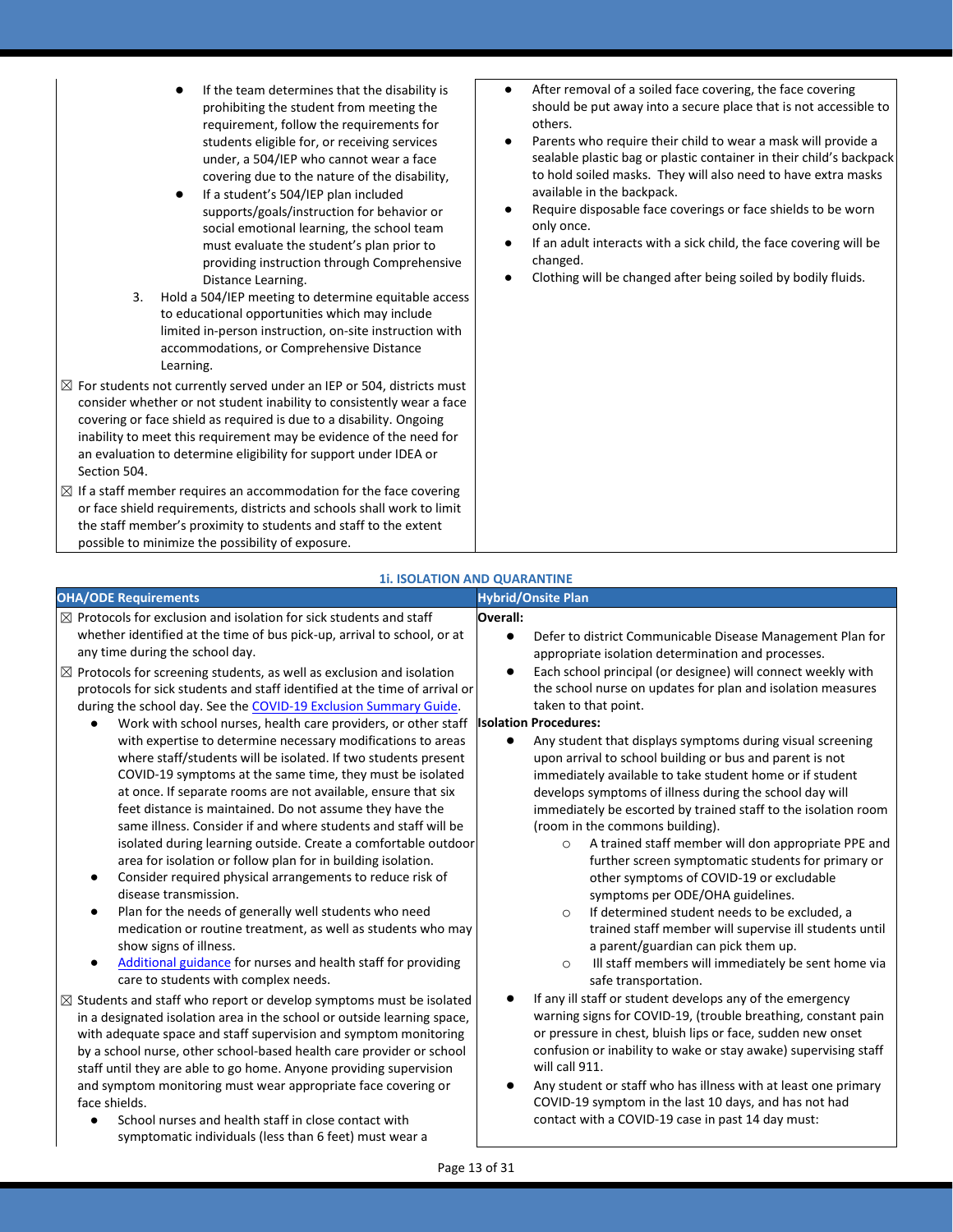| | |
|---|---|
| ● If the team determines that the disability is prohibiting the student from meeting the requirement, follow the requirements for students eligible for, or receiving services under, a 504/IEP who cannot wear a face covering due to the nature of the disability,<br>● If a student's 504/IEP plan included supports/goals/instruction for behavior or social emotional learning, the school team must evaluate the student's plan prior to providing instruction through Comprehensive Distance Learning.<br>3. Hold a 504/IEP meeting to determine equitable access to educational opportunities which may include limited in-person instruction, on-site instruction with accommodations, or Comprehensive Distance Learning.<br>☒ For students not currently served under an IEP or 504, districts must consider whether or not student inability to consistently wear a face covering or face shield as required is due to a disability. Ongoing inability to meet this requirement may be evidence of the need for an evaluation to determine eligibility for support under IDEA or Section 504.<br>☒ If a staff member requires an accommodation for the face covering or face shield requirements, districts and schools shall work to limit the staff member's proximity to students and staff to the extent possible to minimize the possibility of exposure. | ● After removal of a soiled face covering, the face covering should be put away into a secure place that is not accessible to others.<br>● Parents who require their child to wear a mask will provide a sealable plastic bag or plastic container in their child's backpack to hold soiled masks. They will also need to have extra masks available in the backpack.<br>● Require disposable face coverings or face shields to be worn only once.<br>● If an adult interacts with a sick child, the face covering will be changed.<br>● Clothing will be changed after being soiled by bodily fluids. |

### 1i. ISOLATION AND QUARANTINE

| OHA/ODE Requirements | Hybrid/Onsite Plan |
|---|---|
| ☒ Protocols for exclusion and isolation for sick students and staff whether identified at the time of bus pick-up, arrival to school, or at any time during the school day.<br>☒ Protocols for screening students, as well as exclusion and isolation protocols for sick students and staff identified at the time of arrival or during the school day. See the [COVID-19 Exclusion Summary Guide](#).<br>● Work with school nurses, health care providers, or other staff with expertise to determine necessary modifications to areas where staff/students will be isolated. If two students present COVID-19 symptoms at the same time, they must be isolated at once. If separate rooms are not available, ensure that six feet distance is maintained. Do not assume they have the same illness. Consider if and where students and staff will be isolated during learning outside. Create a comfortable outdoor area for isolation or follow plan for in building isolation.<br>● Consider required physical arrangements to reduce risk of disease transmission.<br>● Plan for the needs of generally well students who need medication or routine treatment, as well as students who may show signs of illness.<br>● [Additional guidance](#) for nurses and health staff for providing care to students with complex needs.<br>☒ Students and staff who report or develop symptoms must be isolated in a designated isolation area in the school or outside learning space, with adequate space and staff supervision and symptom monitoring by a school nurse, other school-based health care provider or school staff until they are able to go home. Anyone providing supervision and symptom monitoring must wear appropriate face covering or face shields.<br>● School nurses and health staff in close contact with symptomatic individuals (less than 6 feet) must wear a | **Overall:**<br>● Defer to district Communicable Disease Management Plan for appropriate isolation determination and processes.<br>● Each school principal (or designee) will connect weekly with the school nurse on updates for plan and isolation measures taken to that point.<br>**Isolation Procedures:**<br>● Any student that displays symptoms during visual screening upon arrival to school building or bus and parent is not immediately available to take student home or if student develops symptoms of illness during the school day will immediately be escorted by trained staff to the isolation room (room in the commons building).<br>○ A trained staff member will don appropriate PPE and further screen symptomatic students for primary or other symptoms of COVID-19 or excludable symptoms per ODE/OHA guidelines.<br>○ If determined student needs to be excluded, a trained staff member will supervise ill students until a parent/guardian can pick them up.<br>○ Ill staff members will immediately be sent home via safe transportation.<br>● If any ill staff or student develops any of the emergency warning signs for COVID-19, (trouble breathing, constant pain or pressure in chest, bluish lips or face, sudden new onset confusion or inability to wake or stay awake) supervising staff will call 911.<br>● Any student or staff who has illness with at least one primary COVID-19 symptom in the last 10 days, and has not had contact with a COVID-19 case in past 14 day must: |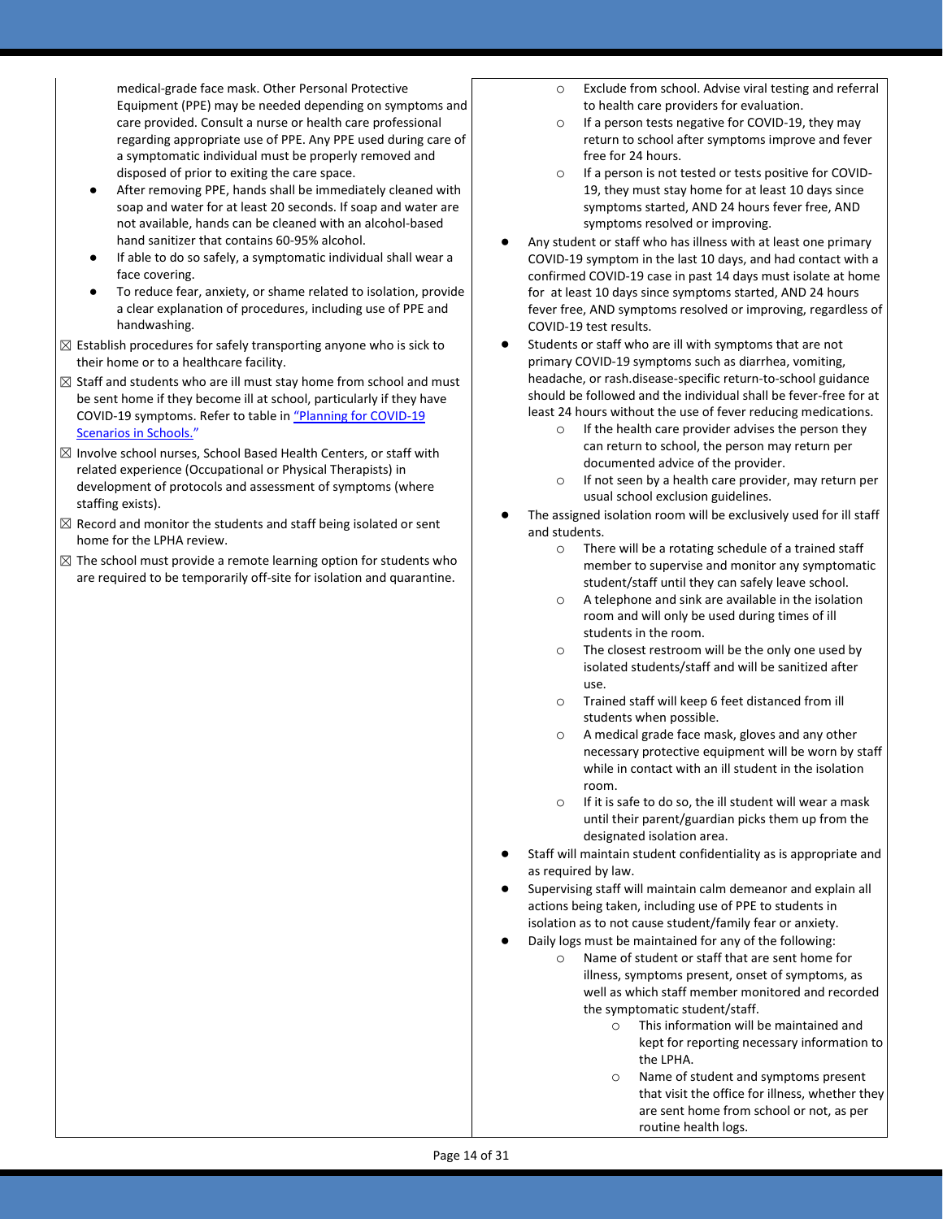medical-grade face mask. Other Personal Protective Equipment (PPE) may be needed depending on symptoms and care provided. Consult a nurse or health care professional regarding appropriate use of PPE. Any PPE used during care of a symptomatic individual must be properly removed and disposed of prior to exiting the care space.

- After removing PPE, hands shall be immediately cleaned with soap and water for at least 20 seconds. If soap and water are not available, hands can be cleaned with an alcohol-based hand sanitizer that contains 60-95% alcohol.
- If able to do so safely, a symptomatic individual shall wear a face covering.
- To reduce fear, anxiety, or shame related to isolation, provide a clear explanation of procedures, including use of PPE and handwashing.

☒ Establish procedures for safely transporting anyone who is sick to their home or to a healthcare facility.

☒ Staff and students who are ill must stay home from school and must be sent home if they become ill at school, particularly if they have COVID-19 symptoms. Refer to table in [“Planning for COVID-19 Scenarios in Schools.”]()

☒ Involve school nurses, School Based Health Centers, or staff with related experience (Occupational or Physical Therapists) in development of protocols and assessment of symptoms (where staffing exists).

☒ Record and monitor the students and staff being isolated or sent home for the LPHA review.

☒ The school must provide a remote learning option for students who are required to be temporarily off-site for isolation and quarantine.

- Exclude from school. Advise viral testing and referral to health care providers for evaluation.
- If a person tests negative for COVID-19, they may return to school after symptoms improve and fever free for 24 hours.
- If a person is not tested or tests positive for COVID-19, they must stay home for at least 10 days since symptoms started, AND 24 hours fever free, AND symptoms resolved or improving.

- Any student or staff who has illness with at least one primary COVID-19 symptom in the last 10 days, and had contact with a confirmed COVID-19 case in past 14 days must isolate at home for at least 10 days since symptoms started, AND 24 hours fever free, AND symptoms resolved or improving, regardless of COVID-19 test results.
- Students or staff who are ill with symptoms that are not primary COVID-19 symptoms such as diarrhea, vomiting, headache, or rash.disease-specific return-to-school guidance should be followed and the individual shall be fever-free for at least 24 hours without the use of fever reducing medications.
  - If the health care provider advises the person they can return to school, the person may return per documented advice of the provider.
  - If not seen by a health care provider, may return per usual school exclusion guidelines.
- The assigned isolation room will be exclusively used for ill staff and students.
  - There will be a rotating schedule of a trained staff member to supervise and monitor any symptomatic student/staff until they can safely leave school.
  - A telephone and sink are available in the isolation room and will only be used during times of ill students in the room.
  - The closest restroom will be the only one used by isolated students/staff and will be sanitized after use.
  - Trained staff will keep 6 feet distanced from ill students when possible.
  - A medical grade face mask, gloves and any other necessary protective equipment will be worn by staff while in contact with an ill student in the isolation room.
  - If it is safe to do so, the ill student will wear a mask until their parent/guardian picks them up from the designated isolation area.
- Staff will maintain student confidentiality as is appropriate and as required by law.
- Supervising staff will maintain calm demeanor and explain all actions being taken, including use of PPE to students in isolation as to not cause student/family fear or anxiety.
- Daily logs must be maintained for any of the following:
  - Name of student or staff that are sent home for illness, symptoms present, onset of symptoms, as well as which staff member monitored and recorded the symptomatic student/staff.
    - This information will be maintained and kept for reporting necessary information to the LPHA.
    - Name of student and symptoms present that visit the office for illness, whether they are sent home from school or not, as per routine health logs.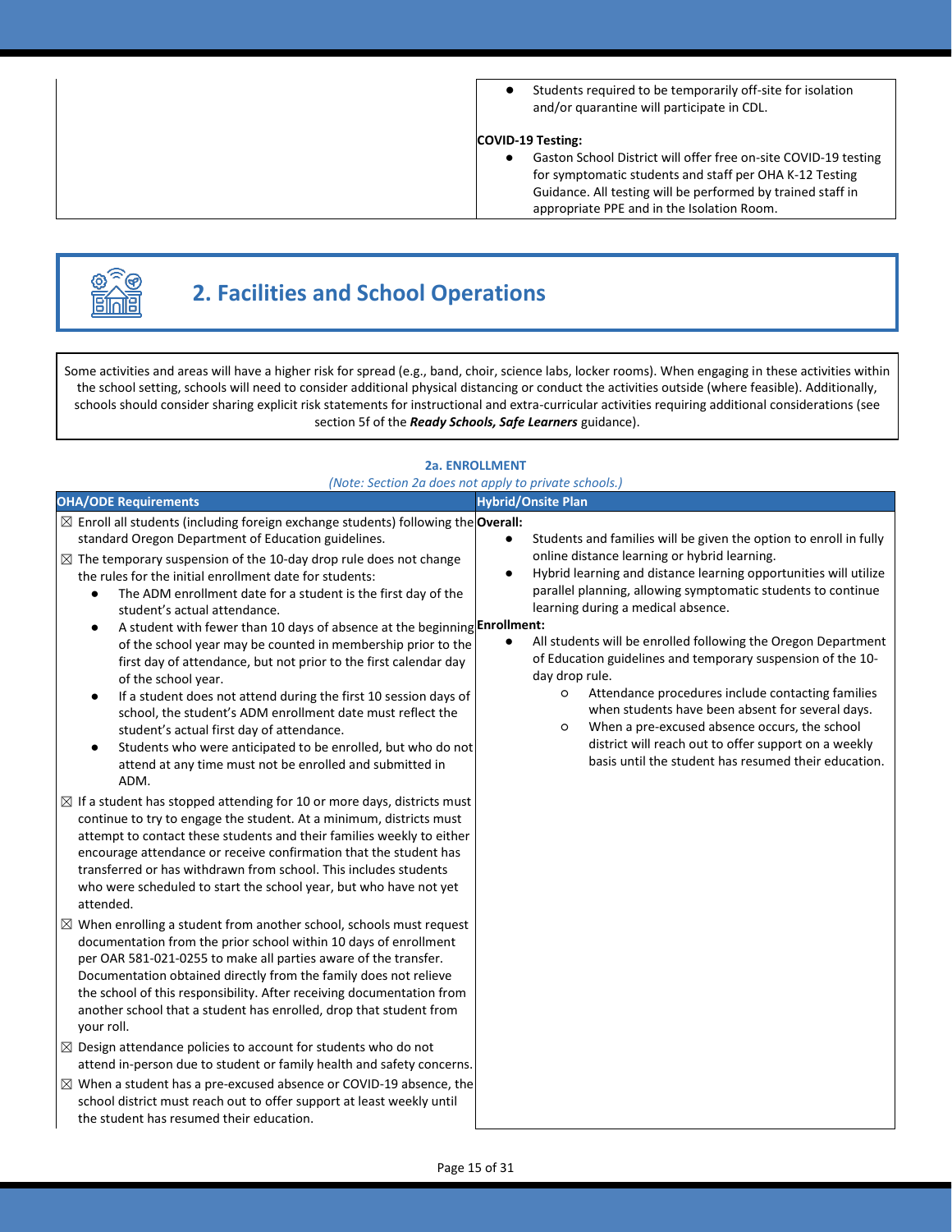| | |
|---|---|
| | - Students required to be temporarily off-site for isolation and/or quarantine will participate in CDL.<br><br>**COVID-19 Testing:**<br>- Gaston School District will offer free on-site COVID-19 testing for symptomatic students and staff per OHA K-12 Testing Guidance. All testing will be performed by trained staff in appropriate PPE and in the Isolation Room. |

## 2. Facilities and School Operations

Some activities and areas will have a higher risk for spread (e.g., band, choir, science labs, locker rooms). When engaging in these activities within the school setting, schools will need to consider additional physical distancing or conduct the activities outside (where feasible). Additionally, schools should consider sharing explicit risk statements for instructional and extra-curricular activities requiring additional considerations (see section 5f of the ***Ready Schools, Safe Learners*** guidance).

### 2a. ENROLLMENT

*(Note: Section 2a does not apply to private schools.)*

| OHA/ODE Requirements | Hybrid/Onsite Plan |
|---|---|
| ☒ Enroll all students (including foreign exchange students) following the standard Oregon Department of Education guidelines.<br><br>☒ The temporary suspension of the 10-day drop rule does not change the rules for the initial enrollment date for students:<br>- The ADM enrollment date for a student is the first day of the student's actual attendance.<br>- A student with fewer than 10 days of absence at the beginning of the school year may be counted in membership prior to the first day of attendance, but not prior to the first calendar day of the school year.<br>- If a student does not attend during the first 10 session days of school, the student's ADM enrollment date must reflect the student's actual first day of attendance.<br>- Students who were anticipated to be enrolled, but who do not attend at any time must not be enrolled and submitted in ADM.<br><br>☒ If a student has stopped attending for 10 or more days, districts must continue to try to engage the student. At a minimum, districts must attempt to contact these students and their families weekly to either encourage attendance or receive confirmation that the student has transferred or has withdrawn from school. This includes students who were scheduled to start the school year, but who have not yet attended.<br><br>☒ When enrolling a student from another school, schools must request documentation from the prior school within 10 days of enrollment per OAR 581-021-0255 to make all parties aware of the transfer. Documentation obtained directly from the family does not relieve the school of this responsibility. After receiving documentation from another school that a student has enrolled, drop that student from your roll.<br><br>☒ Design attendance policies to account for students who do not attend in-person due to student or family health and safety concerns.<br><br>☒ When a student has a pre-excused absence or COVID-19 absence, the school district must reach out to offer support at least weekly until the student has resumed their education. | **Overall:**<br>- Students and families will be given the option to enroll in fully online distance learning or hybrid learning.<br>- Hybrid learning and distance learning opportunities will utilize parallel planning, allowing symptomatic students to continue learning during a medical absence.<br><br>**Enrollment:**<br>- All students will be enrolled following the Oregon Department of Education guidelines and temporary suspension of the 10-day drop rule.<br>  - Attendance procedures include contacting families when students have been absent for several days.<br>  - When a pre-excused absence occurs, the school district will reach out to offer support on a weekly basis until the student has resumed their education. |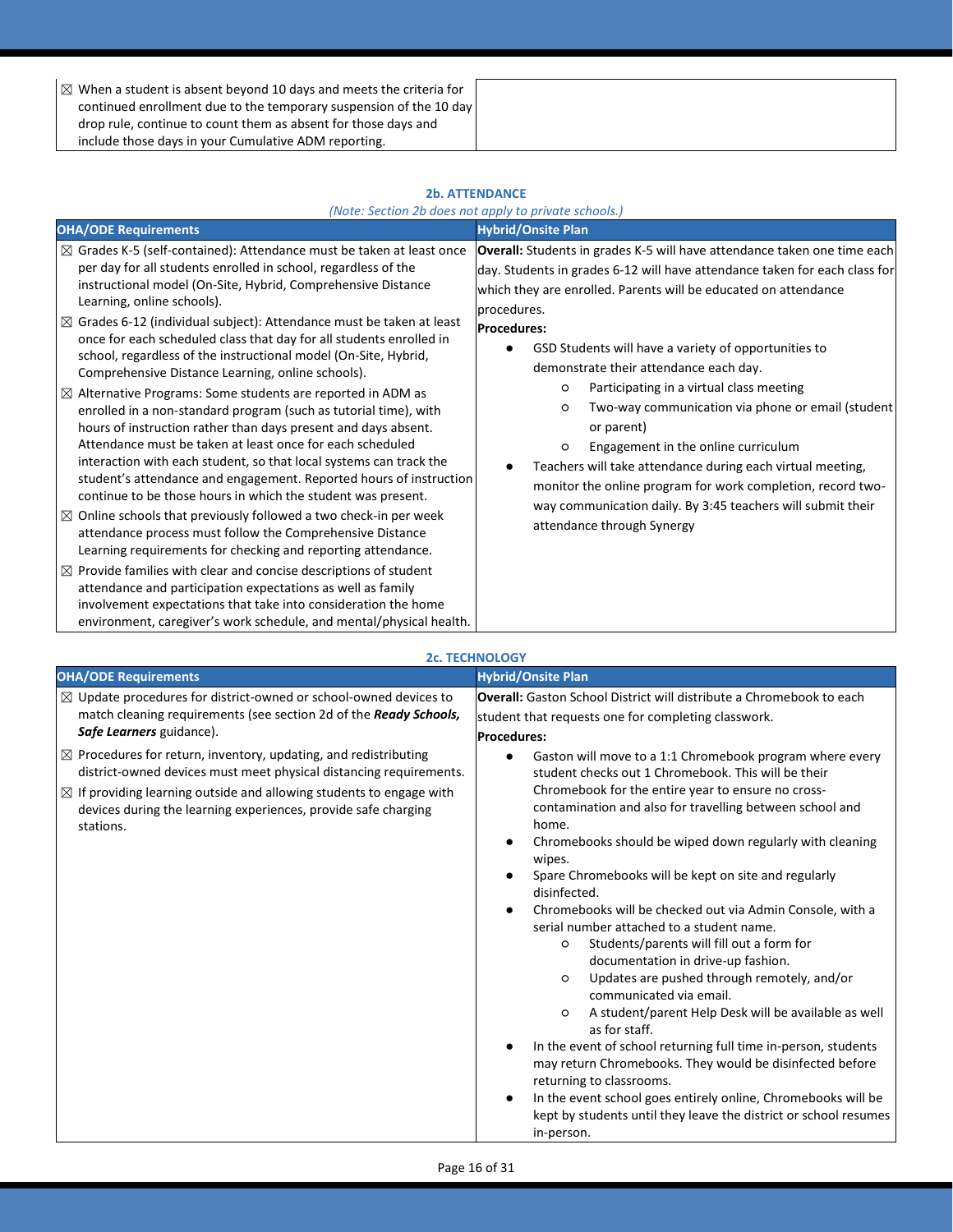| | |
|---|---|
| ☒ When a student is absent beyond 10 days and meets the criteria for continued enrollment due to the temporary suspension of the 10 day drop rule, continue to count them as absent for those days and include those days in your Cumulative ADM reporting. | |

## 2b. ATTENDANCE

*(Note: Section 2b does not apply to private schools.)*

| OHA/ODE Requirements | Hybrid/Onsite Plan |
|---|---|
| ☒ Grades K-5 (self-contained): Attendance must be taken at least once per day for all students enrolled in school, regardless of the instructional model (On-Site, Hybrid, Comprehensive Distance Learning, online schools).<br>☒ Grades 6-12 (individual subject): Attendance must be taken at least once for each scheduled class that day for all students enrolled in school, regardless of the instructional model (On-Site, Hybrid, Comprehensive Distance Learning, online schools).<br>☒ Alternative Programs: Some students are reported in ADM as enrolled in a non-standard program (such as tutorial time), with hours of instruction rather than days present and days absent. Attendance must be taken at least once for each scheduled interaction with each student, so that local systems can track the student's attendance and engagement. Reported hours of instruction continue to be those hours in which the student was present.<br>☒ Online schools that previously followed a two check-in per week attendance process must follow the Comprehensive Distance Learning requirements for checking and reporting attendance.<br>☒ Provide families with clear and concise descriptions of student attendance and participation expectations as well as family involvement expectations that take into consideration the home environment, caregiver's work schedule, and mental/physical health. | **Overall:** Students in grades K-5 will have attendance taken one time each day. Students in grades 6-12 will have attendance taken for each class for which they are enrolled. Parents will be educated on attendance procedures.<br>**Procedures:**<br>● GSD Students will have a variety of opportunities to demonstrate their attendance each day.<br>&nbsp;&nbsp;&nbsp;&nbsp;○ Participating in a virtual class meeting<br>&nbsp;&nbsp;&nbsp;&nbsp;○ Two-way communication via phone or email (student or parent)<br>&nbsp;&nbsp;&nbsp;&nbsp;○ Engagement in the online curriculum<br>● Teachers will take attendance during each virtual meeting, monitor the online program for work completion, record two-way communication daily. By 3:45 teachers will submit their attendance through Synergy |

## 2c. TECHNOLOGY

| OHA/ODE Requirements | Hybrid/Onsite Plan |
|---|---|
| ☒ Update procedures for district-owned or school-owned devices to match cleaning requirements (see section 2d of the ***Ready Schools, Safe Learners*** guidance).<br>☒ Procedures for return, inventory, updating, and redistributing district-owned devices must meet physical distancing requirements.<br>☒ If providing learning outside and allowing students to engage with devices during the learning experiences, provide safe charging stations. | **Overall:** Gaston School District will distribute a Chromebook to each student that requests one for completing classwork.<br>**Procedures:**<br>● Gaston will move to a 1:1 Chromebook program where every student checks out 1 Chromebook. This will be their Chromebook for the entire year to ensure no cross-contamination and also for travelling between school and home.<br>● Chromebooks should be wiped down regularly with cleaning wipes.<br>● Spare Chromebooks will be kept on site and regularly disinfected.<br>● Chromebooks will be checked out via Admin Console, with a serial number attached to a student name.<br>&nbsp;&nbsp;&nbsp;&nbsp;○ Students/parents will fill out a form for documentation in drive-up fashion.<br>&nbsp;&nbsp;&nbsp;&nbsp;○ Updates are pushed through remotely, and/or communicated via email.<br>&nbsp;&nbsp;&nbsp;&nbsp;○ A student/parent Help Desk will be available as well as for staff.<br>● In the event of school returning full time in-person, students may return Chromebooks. They would be disinfected before returning to classrooms.<br>● In the event school goes entirely online, Chromebooks will be kept by students until they leave the district or school resumes in-person. |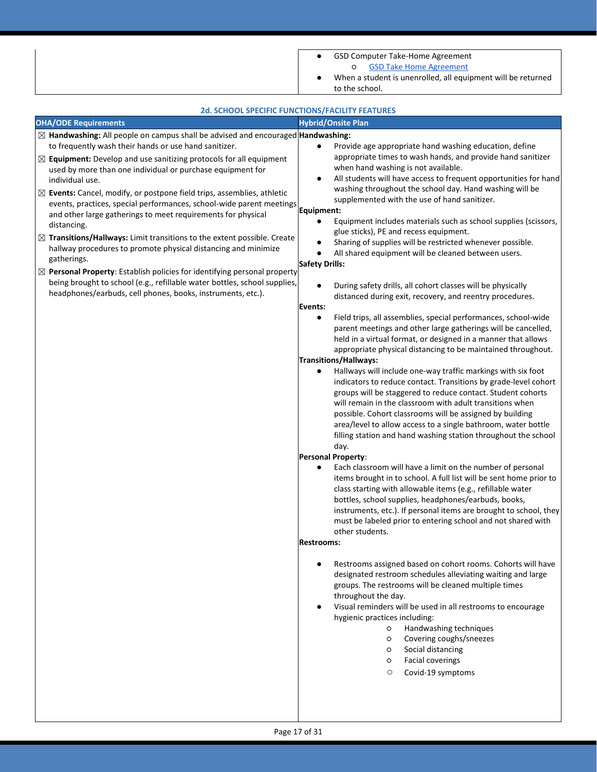| | |
|---|---|
| | ● GSD Computer Take-Home Agreement<br>  ○ GSD Take Home Agreement<br>● When a student is unenrolled, all equipment will be returned to the school. |

**2d. SCHOOL SPECIFIC FUNCTIONS/FACILITY FEATURES**

| OHA/ODE Requirements | Hybrid/Onsite Plan |
|---|---|
| ☒ **Handwashing:** All people on campus shall be advised and encouraged to frequently wash their hands or use hand sanitizer.<br>☒ **Equipment:** Develop and use sanitizing protocols for all equipment used by more than one individual or purchase equipment for individual use.<br>☒ **Events:** Cancel, modify, or postpone field trips, assemblies, athletic events, practices, special performances, school-wide parent meetings and other large gatherings to meet requirements for physical distancing.<br>☒ **Transitions/Hallways:** Limit transitions to the extent possible. Create hallway procedures to promote physical distancing and minimize gatherings.<br>☒ **Personal Property**: Establish policies for identifying personal property being brought to school (e.g., refillable water bottles, school supplies, headphones/earbuds, cell phones, books, instruments, etc.). | **Handwashing:**<br>● Provide age appropriate hand washing education, define appropriate times to wash hands, and provide hand sanitizer when hand washing is not available.<br>● All students will have access to frequent opportunities for hand washing throughout the school day. Hand washing will be supplemented with the use of hand sanitizer.<br>**Equipment:**<br>● Equipment includes materials such as school supplies (scissors, glue sticks), PE and recess equipment.<br>● Sharing of supplies will be restricted whenever possible.<br>● All shared equipment will be cleaned between users.<br>**Safety Drills:**<br>● During safety drills, all cohort classes will be physically distanced during exit, recovery, and reentry procedures.<br>**Events:**<br>● Field trips, all assemblies, special performances, school-wide parent meetings and other large gatherings will be cancelled, held in a virtual format, or designed in a manner that allows appropriate physical distancing to be maintained throughout.<br>**Transitions/Hallways:**<br>● Hallways will include one-way traffic markings with six foot indicators to reduce contact. Transitions by grade-level cohort groups will be staggered to reduce contact. Student cohorts will remain in the classroom with adult transitions when possible. Cohort classrooms will be assigned by building area/level to allow access to a single bathroom, water bottle filling station and hand washing station throughout the school day.<br>**Personal Property**:<br>● Each classroom will have a limit on the number of personal items brought in to school. A full list will be sent home prior to class starting with allowable items (e.g., refillable water bottles, school supplies, headphones/earbuds, books, instruments, etc.). If personal items are brought to school, they must be labeled prior to entering school and not shared with other students.<br>**Restrooms:**<br>● Restrooms assigned based on cohort rooms. Cohorts will have designated restroom schedules alleviating waiting and large groups. The restrooms will be cleaned multiple times throughout the day.<br>● Visual reminders will be used in all restrooms to encourage hygienic practices including:<br>  ○ Handwashing techniques<br>  ○ Covering coughs/sneezes<br>  ○ Social distancing<br>  ○ Facial coverings<br>  ○ Covid-19 symptoms |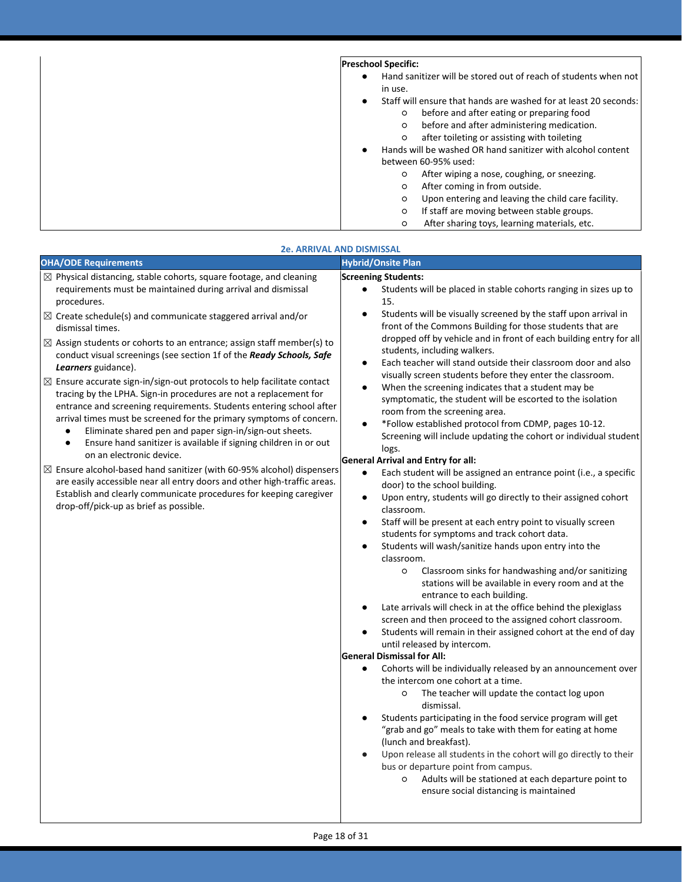| | Preschool Specific: |
|---|---|
| | • Hand sanitizer will be stored out of reach of students when not in use.<br>• Staff will ensure that hands are washed for at least 20 seconds:<br>  ○ before and after eating or preparing food<br>  ○ before and after administering medication.<br>  ○ after toileting or assisting with toileting<br>• Hands will be washed OR hand sanitizer with alcohol content between 60-95% used:<br>  ○ After wiping a nose, coughing, or sneezing.<br>  ○ After coming in from outside.<br>  ○ Upon entering and leaving the child care facility.<br>  ○ If staff are moving between stable groups.<br>  ○ After sharing toys, learning materials, etc. |

**2e. ARRIVAL AND DISMISSAL**

| OHA/ODE Requirements | Hybrid/Onsite Plan |
|---|---|
| ☒ Physical distancing, stable cohorts, square footage, and cleaning requirements must be maintained during arrival and dismissal procedures.<br>☒ Create schedule(s) and communicate staggered arrival and/or dismissal times.<br>☒ Assign students or cohorts to an entrance; assign staff member(s) to conduct visual screenings (see section 1f of the ***Ready Schools, Safe Learners*** guidance).<br>☒ Ensure accurate sign-in/sign-out protocols to help facilitate contact tracing by the LPHA. Sign-in procedures are not a replacement for entrance and screening requirements. Students entering school after arrival times must be screened for the primary symptoms of concern.<br>• Eliminate shared pen and paper sign-in/sign-out sheets.<br>• Ensure hand sanitizer is available if signing children in or out on an electronic device.<br>☒ Ensure alcohol-based hand sanitizer (with 60-95% alcohol) dispensers are easily accessible near all entry doors and other high-traffic areas. Establish and clearly communicate procedures for keeping caregiver drop-off/pick-up as brief as possible. | **Screening Students:**<br>• Students will be placed in stable cohorts ranging in sizes up to 15.<br>• Students will be visually screened by the staff upon arrival in front of the Commons Building for those students that are dropped off by vehicle and in front of each building entry for all students, including walkers.<br>• Each teacher will stand outside their classroom door and also visually screen students before they enter the classroom.<br>• When the screening indicates that a student may be symptomatic, the student will be escorted to the isolation room from the screening area.<br>• *Follow established protocol from CDMP, pages 10-12. Screening will include updating the cohort or individual student logs.<br>**General Arrival and Entry for all:**<br>• Each student will be assigned an entrance point (i.e., a specific door) to the school building.<br>• Upon entry, students will go directly to their assigned cohort classroom.<br>• Staff will be present at each entry point to visually screen students for symptoms and track cohort data.<br>• Students will wash/sanitize hands upon entry into the classroom.<br>  ○ Classroom sinks for handwashing and/or sanitizing stations will be available in every room and at the entrance to each building.<br>• Late arrivals will check in at the office behind the plexiglass screen and then proceed to the assigned cohort classroom.<br>• Students will remain in their assigned cohort at the end of day until released by intercom.<br>**General Dismissal for All:**<br>• Cohorts will be individually released by an announcement over the intercom one cohort at a time.<br>  ○ The teacher will update the contact log upon dismissal.<br>• Students participating in the food service program will get "grab and go" meals to take with them for eating at home (lunch and breakfast).<br>• Upon release all students in the cohort will go directly to their bus or departure point from campus.<br>  ○ Adults will be stationed at each departure point to ensure social distancing is maintained |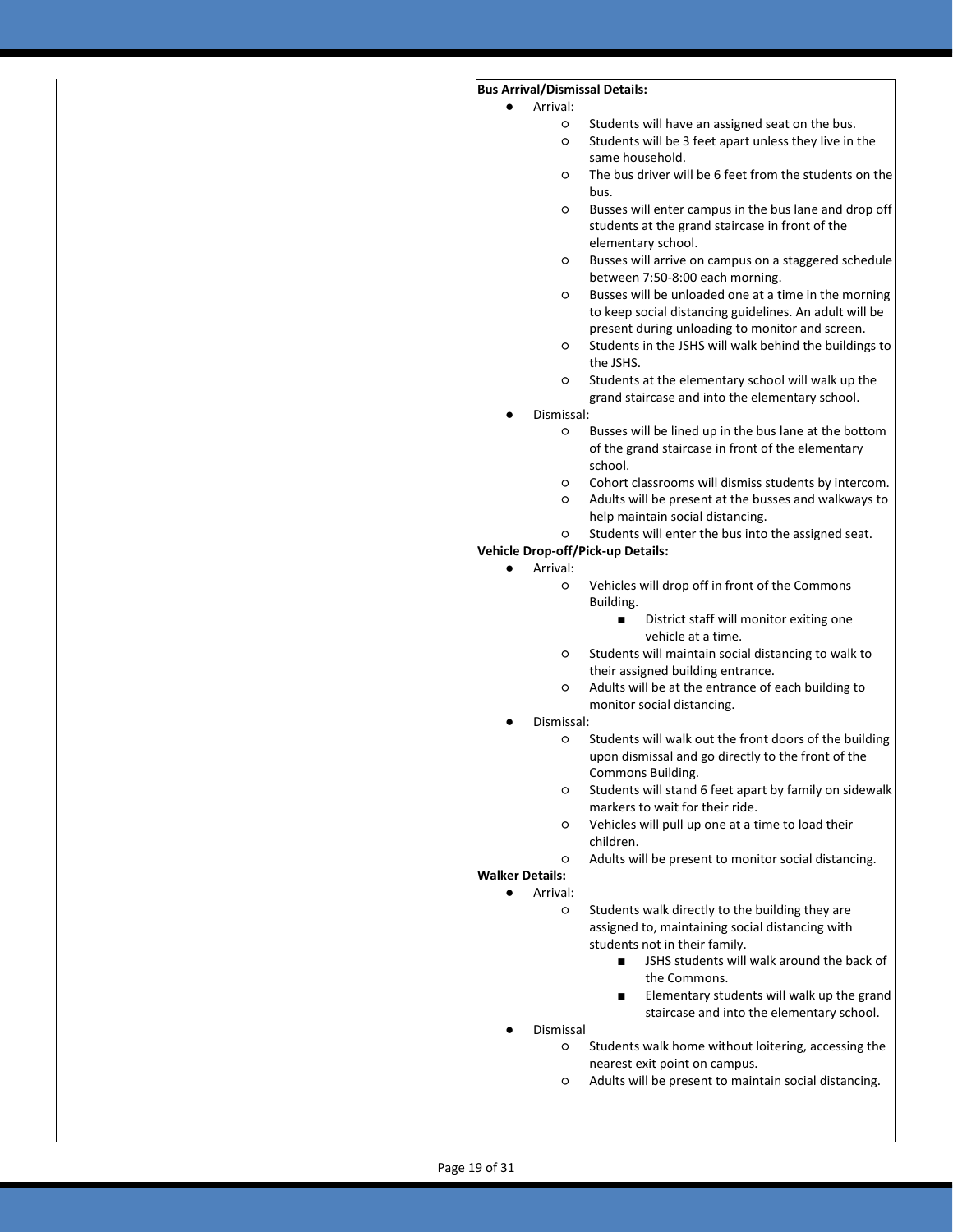**Bus Arrival/Dismissal Details:**

- Arrival:
  - Students will have an assigned seat on the bus.
  - Students will be 3 feet apart unless they live in the same household.
  - The bus driver will be 6 feet from the students on the bus.
  - Busses will enter campus in the bus lane and drop off students at the grand staircase in front of the elementary school.
  - Busses will arrive on campus on a staggered schedule between 7:50-8:00 each morning.
  - Busses will be unloaded one at a time in the morning to keep social distancing guidelines. An adult will be present during unloading to monitor and screen.
  - Students in the JSHS will walk behind the buildings to the JSHS.
  - Students at the elementary school will walk up the grand staircase and into the elementary school.
- Dismissal:
  - Busses will be lined up in the bus lane at the bottom of the grand staircase in front of the elementary school.
  - Cohort classrooms will dismiss students by intercom.
  - Adults will be present at the busses and walkways to help maintain social distancing.
  - Students will enter the bus into the assigned seat.

**Vehicle Drop-off/Pick-up Details:**

- Arrival:
  - Vehicles will drop off in front of the Commons Building.
    - District staff will monitor exiting one vehicle at a time.
  - Students will maintain social distancing to walk to their assigned building entrance.
  - Adults will be at the entrance of each building to monitor social distancing.
- Dismissal:
  - Students will walk out the front doors of the building upon dismissal and go directly to the front of the Commons Building.
  - Students will stand 6 feet apart by family on sidewalk markers to wait for their ride.
  - Vehicles will pull up one at a time to load their children.
  - Adults will be present to monitor social distancing.

**Walker Details:**

- Arrival:
  - Students walk directly to the building they are assigned to, maintaining social distancing with students not in their family.
    - JSHS students will walk around the back of the Commons.
    - Elementary students will walk up the grand staircase and into the elementary school.
- Dismissal
  - Students walk home without loitering, accessing the nearest exit point on campus.
  - Adults will be present to maintain social distancing.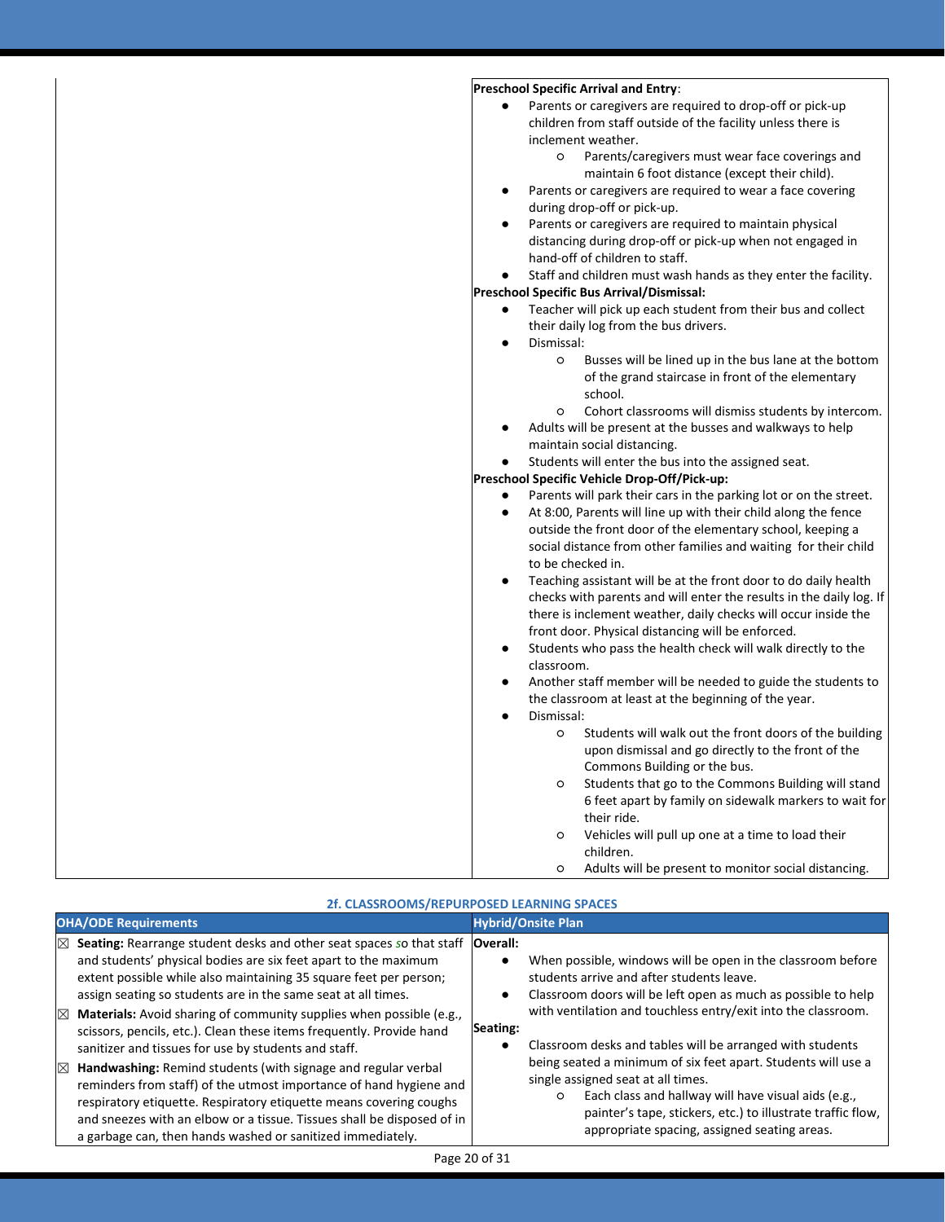| | |
|---|---|
| | **Preschool Specific Arrival and Entry**:<br>• Parents or caregivers are required to drop-off or pick-up children from staff outside of the facility unless there is inclement weather.<br>  ○ Parents/caregivers must wear face coverings and maintain 6 foot distance (except their child).<br>• Parents or caregivers are required to wear a face covering during drop-off or pick-up.<br>• Parents or caregivers are required to maintain physical distancing during drop-off or pick-up when not engaged in hand-off of children to staff.<br>• Staff and children must wash hands as they enter the facility.<br>**Preschool Specific Bus Arrival/Dismissal:**<br>• Teacher will pick up each student from their bus and collect their daily log from the bus drivers.<br>• Dismissal:<br>  ○ Busses will be lined up in the bus lane at the bottom of the grand staircase in front of the elementary school.<br>  ○ Cohort classrooms will dismiss students by intercom.<br>• Adults will be present at the busses and walkways to help maintain social distancing.<br>• Students will enter the bus into the assigned seat.<br>**Preschool Specific Vehicle Drop-Off/Pick-up:**<br>• Parents will park their cars in the parking lot or on the street.<br>• At 8:00, Parents will line up with their child along the fence outside the front door of the elementary school, keeping a social distance from other families and waiting for their child to be checked in.<br>• Teaching assistant will be at the front door to do daily health checks with parents and will enter the results in the daily log. If there is inclement weather, daily checks will occur inside the front door. Physical distancing will be enforced.<br>• Students who pass the health check will walk directly to the classroom.<br>• Another staff member will be needed to guide the students to the classroom at least at the beginning of the year.<br>• Dismissal:<br>  ○ Students will walk out the front doors of the building upon dismissal and go directly to the front of the Commons Building or the bus.<br>  ○ Students that go to the Commons Building will stand 6 feet apart by family on sidewalk markers to wait for their ride.<br>  ○ Vehicles will pull up one at a time to load their children.<br>  ○ Adults will be present to monitor social distancing. |

## 2f. CLASSROOMS/REPURPOSED LEARNING SPACES

| OHA/ODE Requirements | Hybrid/Onsite Plan |
|---|---|
| ☒ **Seating:** Rearrange student desks and other seat spaces so that staff and students' physical bodies are six feet apart to the maximum extent possible while also maintaining 35 square feet per person; assign seating so students are in the same seat at all times.<br>☒ **Materials:** Avoid sharing of community supplies when possible (e.g., scissors, pencils, etc.). Clean these items frequently. Provide hand sanitizer and tissues for use by students and staff.<br>☒ **Handwashing:** Remind students (with signage and regular verbal reminders from staff) of the utmost importance of hand hygiene and respiratory etiquette. Respiratory etiquette means covering coughs and sneezes with an elbow or a tissue. Tissues shall be disposed of in a garbage can, then hands washed or sanitized immediately. | **Overall:**<br>• When possible, windows will be open in the classroom before students arrive and after students leave.<br>• Classroom doors will be left open as much as possible to help with ventilation and touchless entry/exit into the classroom.<br>**Seating:**<br>• Classroom desks and tables will be arranged with students being seated a minimum of six feet apart. Students will use a single assigned seat at all times.<br>  ○ Each class and hallway will have visual aids (e.g., painter's tape, stickers, etc.) to illustrate traffic flow, appropriate spacing, assigned seating areas. |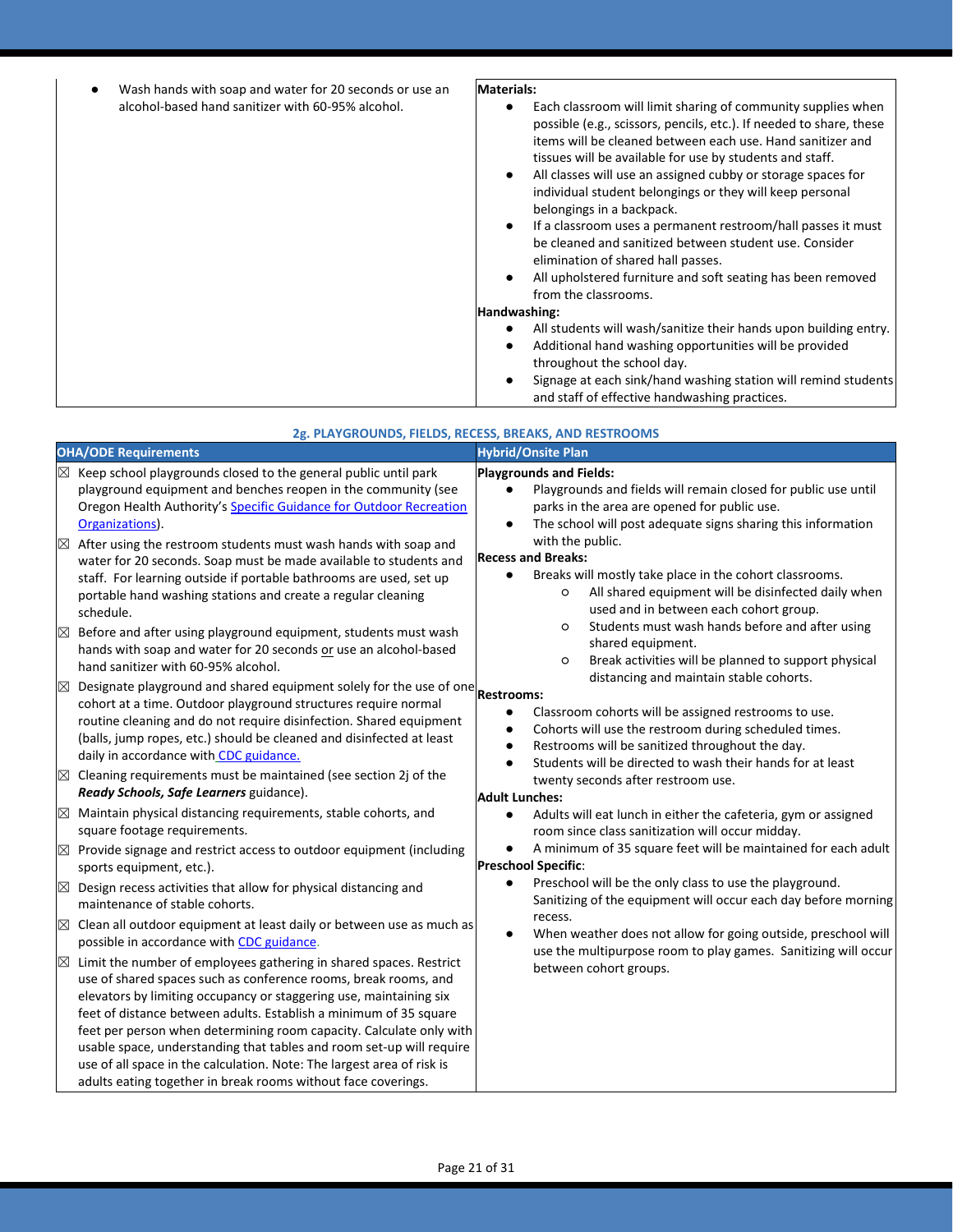| | |
|---|---|
| • Wash hands with soap and water for 20 seconds or use an alcohol-based hand sanitizer with 60-95% alcohol. | **Materials:**<br>• Each classroom will limit sharing of community supplies when possible (e.g., scissors, pencils, etc.). If needed to share, these items will be cleaned between each use. Hand sanitizer and tissues will be available for use by students and staff.<br>• All classes will use an assigned cubby or storage spaces for individual student belongings or they will keep personal belongings in a backpack.<br>• If a classroom uses a permanent restroom/hall passes it must be cleaned and sanitized between student use. Consider elimination of shared hall passes.<br>• All upholstered furniture and soft seating has been removed from the classrooms.<br>**Handwashing:**<br>• All students will wash/sanitize their hands upon building entry.<br>• Additional hand washing opportunities will be provided throughout the school day.<br>• Signage at each sink/hand washing station will remind students and staff of effective handwashing practices. |

### 2g. PLAYGROUNDS, FIELDS, RECESS, BREAKS, AND RESTROOMS

| OHA/ODE Requirements | Hybrid/Onsite Plan |
|---|---|
| ☒ Keep school playgrounds closed to the general public until park playground equipment and benches reopen in the community (see Oregon Health Authority's [Specific Guidance for Outdoor Recreation Organizations](#)).<br>☒ After using the restroom students must wash hands with soap and water for 20 seconds. Soap must be made available to students and staff. For learning outside if portable bathrooms are used, set up portable hand washing stations and create a regular cleaning schedule.<br>☒ Before and after using playground equipment, students must wash hands with soap and water for 20 seconds or use an alcohol-based hand sanitizer with 60-95% alcohol.<br>☒ Designate playground and shared equipment solely for the use of one cohort at a time. Outdoor playground structures require normal routine cleaning and do not require disinfection. Shared equipment (balls, jump ropes, etc.) should be cleaned and disinfected at least daily in accordance with [CDC guidance.](#)<br>☒ Cleaning requirements must be maintained (see section 2j of the ***Ready Schools, Safe Learners*** guidance).<br>☒ Maintain physical distancing requirements, stable cohorts, and square footage requirements.<br>☒ Provide signage and restrict access to outdoor equipment (including sports equipment, etc.).<br>☒ Design recess activities that allow for physical distancing and maintenance of stable cohorts.<br>☒ Clean all outdoor equipment at least daily or between use as much as possible in accordance with [CDC guidance](#).<br>☒ Limit the number of employees gathering in shared spaces. Restrict use of shared spaces such as conference rooms, break rooms, and elevators by limiting occupancy or staggering use, maintaining six feet of distance between adults. Establish a minimum of 35 square feet per person when determining room capacity. Calculate only with usable space, understanding that tables and room set-up will require use of all space in the calculation. Note: The largest area of risk is adults eating together in break rooms without face coverings. | **Playgrounds and Fields:**<br>• Playgrounds and fields will remain closed for public use until parks in the area are opened for public use.<br>• The school will post adequate signs sharing this information with the public.<br>**Recess and Breaks:**<br>• Breaks will mostly take place in the cohort classrooms.<br>  ○ All shared equipment will be disinfected daily when used and in between each cohort group.<br>  ○ Students must wash hands before and after using shared equipment.<br>  ○ Break activities will be planned to support physical distancing and maintain stable cohorts.<br>**Restrooms:**<br>• Classroom cohorts will be assigned restrooms to use.<br>• Cohorts will use the restroom during scheduled times.<br>• Restrooms will be sanitized throughout the day.<br>• Students will be directed to wash their hands for at least twenty seconds after restroom use.<br>**Adult Lunches:**<br>• Adults will eat lunch in either the cafeteria, gym or assigned room since class sanitization will occur midday.<br>• A minimum of 35 square feet will be maintained for each adult<br>**Preschool Specific**:<br>• Preschool will be the only class to use the playground. Sanitizing of the equipment will occur each day before morning recess.<br>• When weather does not allow for going outside, preschool will use the multipurpose room to play games. Sanitizing will occur between cohort groups. |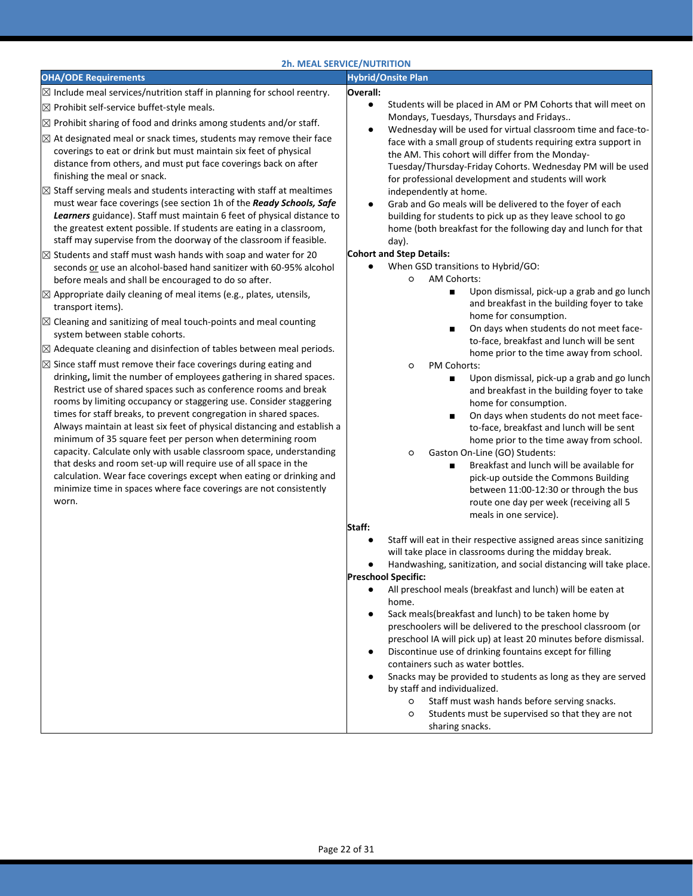## 2h. MEAL SERVICE/NUTRITION

| OHA/ODE Requirements | Hybrid/Onsite Plan |
|---|---|
| ☒ Include meal services/nutrition staff in planning for school reentry.<br>☒ Prohibit self-service buffet-style meals.<br>☒ Prohibit sharing of food and drinks among students and/or staff.<br>☒ At designated meal or snack times, students may remove their face coverings to eat or drink but must maintain six feet of physical distance from others, and must put face coverings back on after finishing the meal or snack.<br>☒ Staff serving meals and students interacting with staff at mealtimes must wear face coverings (see section 1h of the ***Ready Schools, Safe Learners*** guidance). Staff must maintain 6 feet of physical distance to the greatest extent possible. If students are eating in a classroom, staff may supervise from the doorway of the classroom if feasible.<br>☒ Students and staff must wash hands with soap and water for 20 seconds or use an alcohol-based hand sanitizer with 60-95% alcohol before meals and shall be encouraged to do so after.<br>☒ Appropriate daily cleaning of meal items (e.g., plates, utensils, transport items).<br>☒ Cleaning and sanitizing of meal touch-points and meal counting system between stable cohorts.<br>☒ Adequate cleaning and disinfection of tables between meal periods.<br>☒ Since staff must remove their face coverings during eating and drinking**,** limit the number of employees gathering in shared spaces. Restrict use of shared spaces such as conference rooms and break rooms by limiting occupancy or staggering use. Consider staggering times for staff breaks, to prevent congregation in shared spaces. Always maintain at least six feet of physical distancing and establish a minimum of 35 square feet per person when determining room capacity. Calculate only with usable classroom space, understanding that desks and room set-up will require use of all space in the calculation. Wear face coverings except when eating or drinking and minimize time in spaces where face coverings are not consistently worn. | **Overall:**<br>● Students will be placed in AM or PM Cohorts that will meet on Mondays, Tuesdays, Thursdays and Fridays..<br>● Wednesday will be used for virtual classroom time and face-to-face with a small group of students requiring extra support in the AM. This cohort will differ from the Monday-Tuesday/Thursday-Friday Cohorts. Wednesday PM will be used for professional development and students will work independently at home.<br>● Grab and Go meals will be delivered to the foyer of each building for students to pick up as they leave school to go home (both breakfast for the following day and lunch for that day).<br>**Cohort and Step Details:**<br>● When GSD transitions to Hybrid/GO:<br>○ AM Cohorts:<br>■ Upon dismissal, pick-up a grab and go lunch and breakfast in the building foyer to take home for consumption.<br>■ On days when students do not meet face-to-face, breakfast and lunch will be sent home prior to the time away from school.<br>○ PM Cohorts:<br>■ Upon dismissal, pick-up a grab and go lunch and breakfast in the building foyer to take home for consumption.<br>■ On days when students do not meet face-to-face, breakfast and lunch will be sent home prior to the time away from school.<br>○ Gaston On-Line (GO) Students:<br>■ Breakfast and lunch will be available for pick-up outside the Commons Building between 11:00-12:30 or through the bus route one day per week (receiving all 5 meals in one service).<br>**Staff:**<br>● Staff will eat in their respective assigned areas since sanitizing will take place in classrooms during the midday break.<br>● Handwashing, sanitization, and social distancing will take place.<br>**Preschool Specific:**<br>● All preschool meals (breakfast and lunch) will be eaten at home.<br>● Sack meals(breakfast and lunch) to be taken home by preschoolers will be delivered to the preschool classroom (or preschool IA will pick up) at least 20 minutes before dismissal.<br>● Discontinue use of drinking fountains except for filling containers such as water bottles.<br>● Snacks may be provided to students as long as they are served by staff and individualized.<br>○ Staff must wash hands before serving snacks.<br>○ Students must be supervised so that they are not sharing snacks. |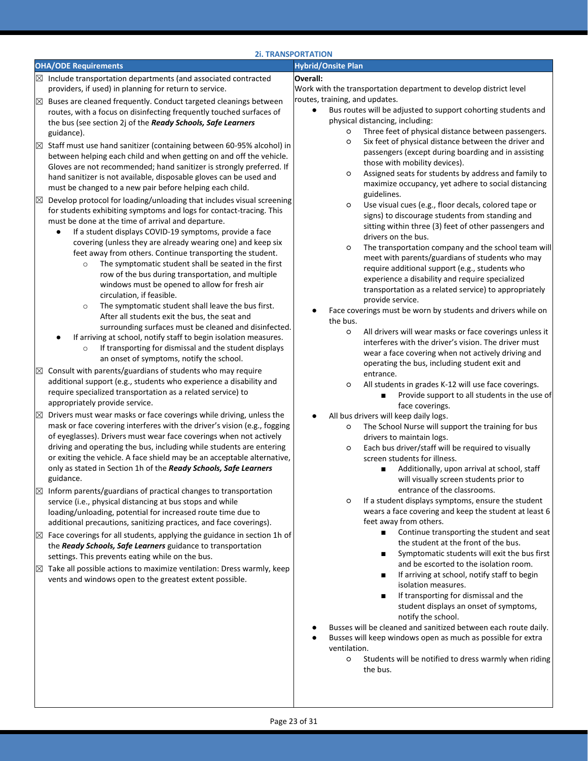## 2i. TRANSPORTATION

| OHA/ODE Requirements | Hybrid/Onsite Plan |
| --- | --- |
| ☒ Include transportation departments (and associated contracted providers, if used) in planning for return to service.<br><br>☒ Buses are cleaned frequently. Conduct targeted cleanings between routes, with a focus on disinfecting frequently touched surfaces of the bus (see section 2j of the ***Ready Schools, Safe Learners*** guidance).<br><br>☒ Staff must use hand sanitizer (containing between 60-95% alcohol) in between helping each child and when getting on and off the vehicle. Gloves are not recommended; hand sanitizer is strongly preferred. If hand sanitizer is not available, disposable gloves can be used and must be changed to a new pair before helping each child.<br><br>☒ Develop protocol for loading/unloading that includes visual screening for students exhibiting symptoms and logs for contact-tracing. This must be done at the time of arrival and departure.<br>● If a student displays COVID-19 symptoms, provide a face covering (unless they are already wearing one) and keep six feet away from others. Continue transporting the student.<br>&nbsp;&nbsp;&nbsp;&nbsp;○ The symptomatic student shall be seated in the first row of the bus during transportation, and multiple windows must be opened to allow for fresh air circulation, if feasible.<br>&nbsp;&nbsp;&nbsp;&nbsp;○ The symptomatic student shall leave the bus first. After all students exit the bus, the seat and surrounding surfaces must be cleaned and disinfected.<br>● If arriving at school, notify staff to begin isolation measures.<br>&nbsp;&nbsp;&nbsp;&nbsp;○ If transporting for dismissal and the student displays an onset of symptoms, notify the school.<br><br>☒ Consult with parents/guardians of students who may require additional support (e.g., students who experience a disability and require specialized transportation as a related service) to appropriately provide service.<br><br>☒ Drivers must wear masks or face coverings while driving, unless the mask or face covering interferes with the driver's vision (e.g., fogging of eyeglasses). Drivers must wear face coverings when not actively driving and operating the bus, including while students are entering or exiting the vehicle. A face shield may be an acceptable alternative, only as stated in Section 1h of the ***Ready Schools, Safe Learners*** guidance.<br><br>☒ Inform parents/guardians of practical changes to transportation service (i.e., physical distancing at bus stops and while loading/unloading, potential for increased route time due to additional precautions, sanitizing practices, and face coverings).<br><br>☒ Face coverings for all students, applying the guidance in section 1h of the ***Ready Schools, Safe Learners*** guidance to transportation settings. This prevents eating while on the bus.<br><br>☒ Take all possible actions to maximize ventilation: Dress warmly, keep vents and windows open to the greatest extent possible. | **Overall:**<br>Work with the transportation department to develop district level routes, training, and updates.<br>● Bus routes will be adjusted to support cohorting students and physical distancing, including:<br>&nbsp;&nbsp;&nbsp;&nbsp;○ Three feet of physical distance between passengers.<br>&nbsp;&nbsp;&nbsp;&nbsp;○ Six feet of physical distance between the driver and passengers (except during boarding and in assisting those with mobility devices).<br>&nbsp;&nbsp;&nbsp;&nbsp;○ Assigned seats for students by address and family to maximize occupancy, yet adhere to social distancing guidelines.<br>&nbsp;&nbsp;&nbsp;&nbsp;○ Use visual cues (e.g., floor decals, colored tape or signs) to discourage students from standing and sitting within three (3) feet of other passengers and drivers on the bus.<br>&nbsp;&nbsp;&nbsp;&nbsp;○ The transportation company and the school team will meet with parents/guardians of students who may require additional support (e.g., students who experience a disability and require specialized transportation as a related service) to appropriately provide service.<br>● Face coverings must be worn by students and drivers while on the bus.<br>&nbsp;&nbsp;&nbsp;&nbsp;○ All drivers will wear masks or face coverings unless it interferes with the driver's vision. The driver must wear a face covering when not actively driving and operating the bus, including student exit and entrance.<br>&nbsp;&nbsp;&nbsp;&nbsp;○ All students in grades K-12 will use face coverings.<br>&nbsp;&nbsp;&nbsp;&nbsp;&nbsp;&nbsp;&nbsp;&nbsp;■ Provide support to all students in the use of face coverings.<br>● All bus drivers will keep daily logs.<br>&nbsp;&nbsp;&nbsp;&nbsp;○ The School Nurse will support the training for bus drivers to maintain logs.<br>&nbsp;&nbsp;&nbsp;&nbsp;○ Each bus driver/staff will be required to visually screen students for illness.<br>&nbsp;&nbsp;&nbsp;&nbsp;&nbsp;&nbsp;&nbsp;&nbsp;■ Additionally, upon arrival at school, staff will visually screen students prior to entrance of the classrooms.<br>&nbsp;&nbsp;&nbsp;&nbsp;○ If a student displays symptoms, ensure the student wears a face covering and keep the student at least 6 feet away from others.<br>&nbsp;&nbsp;&nbsp;&nbsp;&nbsp;&nbsp;&nbsp;&nbsp;■ Continue transporting the student and seat the student at the front of the bus.<br>&nbsp;&nbsp;&nbsp;&nbsp;&nbsp;&nbsp;&nbsp;&nbsp;■ Symptomatic students will exit the bus first and be escorted to the isolation room.<br>&nbsp;&nbsp;&nbsp;&nbsp;&nbsp;&nbsp;&nbsp;&nbsp;■ If arriving at school, notify staff to begin isolation measures.<br>&nbsp;&nbsp;&nbsp;&nbsp;&nbsp;&nbsp;&nbsp;&nbsp;■ If transporting for dismissal and the student displays an onset of symptoms, notify the school.<br>● Busses will be cleaned and sanitized between each route daily.<br>● Busses will keep windows open as much as possible for extra ventilation.<br>&nbsp;&nbsp;&nbsp;&nbsp;○ Students will be notified to dress warmly when riding the bus. |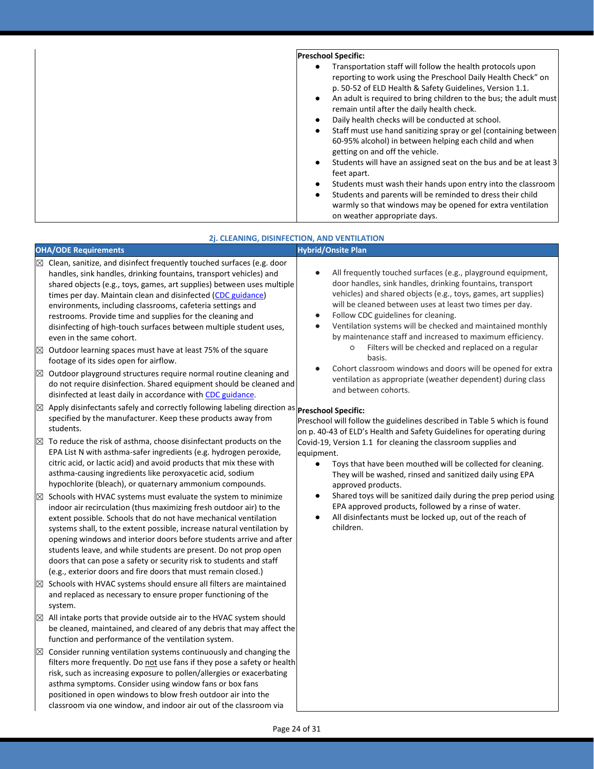| | **Preschool Specific:**<br>● Transportation staff will follow the health protocols upon reporting to work using the Preschool Daily Health Check" on p. 50-52 of ELD Health & Safety Guidelines, Version 1.1.<br>● An adult is required to bring children to the bus; the adult must remain until after the daily health check.<br>● Daily health checks will be conducted at school.<br>● Staff must use hand sanitizing spray or gel (containing between 60-95% alcohol) in between helping each child and when getting on and off the vehicle.<br>● Students will have an assigned seat on the bus and be at least 3 feet apart.<br>● Students must wash their hands upon entry into the classroom<br>● Students and parents will be reminded to dress their child warmly so that windows may be opened for extra ventilation on weather appropriate days. |
|---|---|

**2j. CLEANING, DISINFECTION, AND VENTILATION**

| OHA/ODE Requirements | Hybrid/Onsite Plan |
|---|---|
| ☒ Clean, sanitize, and disinfect frequently touched surfaces (e.g. door handles, sink handles, drinking fountains, transport vehicles) and shared objects (e.g., toys, games, art supplies) between uses multiple times per day. Maintain clean and disinfected (CDC guidance) environments, including classrooms, cafeteria settings and restrooms. Provide time and supplies for the cleaning and disinfecting of high-touch surfaces between multiple student uses, even in the same cohort.<br>☒ Outdoor learning spaces must have at least 75% of the square footage of its sides open for airflow.<br>☒ Outdoor playground structures require normal routine cleaning and do not require disinfection. Shared equipment should be cleaned and disinfected at least daily in accordance with CDC guidance.<br>☒ Apply disinfectants safely and correctly following labeling direction as specified by the manufacturer. Keep these products away from students.<br>☒ To reduce the risk of asthma, choose disinfectant products on the EPA List N with asthma-safer ingredients (e.g. hydrogen peroxide, citric acid, or lactic acid) and avoid products that mix these with asthma-causing ingredients like peroxyacetic acid, sodium hypochlorite (bleach), or quaternary ammonium compounds.<br>☒ Schools with HVAC systems must evaluate the system to minimize indoor air recirculation (thus maximizing fresh outdoor air) to the extent possible. Schools that do not have mechanical ventilation systems shall, to the extent possible, increase natural ventilation by opening windows and interior doors before students arrive and after students leave, and while students are present. Do not prop open doors that can pose a safety or security risk to students and staff (e.g., exterior doors and fire doors that must remain closed.)<br>☒ Schools with HVAC systems should ensure all filters are maintained and replaced as necessary to ensure proper functioning of the system.<br>☒ All intake ports that provide outside air to the HVAC system should be cleaned, maintained, and cleared of any debris that may affect the function and performance of the ventilation system.<br>☒ Consider running ventilation systems continuously and changing the filters more frequently. Do not use fans if they pose a safety or health risk, such as increasing exposure to pollen/allergies or exacerbating asthma symptoms. Consider using window fans or box fans positioned in open windows to blow fresh outdoor air into the classroom via one window, and indoor air out of the classroom via | ● All frequently touched surfaces (e.g., playground equipment, door handles, sink handles, drinking fountains, transport vehicles) and shared objects (e.g., toys, games, art supplies) will be cleaned between uses at least two times per day.<br>● Follow CDC guidelines for cleaning.<br>● Ventilation systems will be checked and maintained monthly by maintenance staff and increased to maximum efficiency.<br>&nbsp;&nbsp;&nbsp;&nbsp;○ Filters will be checked and replaced on a regular basis.<br>● Cohort classroom windows and doors will be opened for extra ventilation as appropriate (weather dependent) during class and between cohorts.<br><br>**Preschool Specific:**<br>Preschool will follow the guidelines described in Table 5 which is found on p. 40-43 of ELD's Health and Safety Guidelines for operating during Covid-19, Version 1.1 for cleaning the classroom supplies and equipment.<br>● Toys that have been mouthed will be collected for cleaning. They will be washed, rinsed and sanitized daily using EPA approved products.<br>● Shared toys will be sanitized daily during the prep period using EPA approved products, followed by a rinse of water.<br>● All disinfectants must be locked up, out of the reach of children. |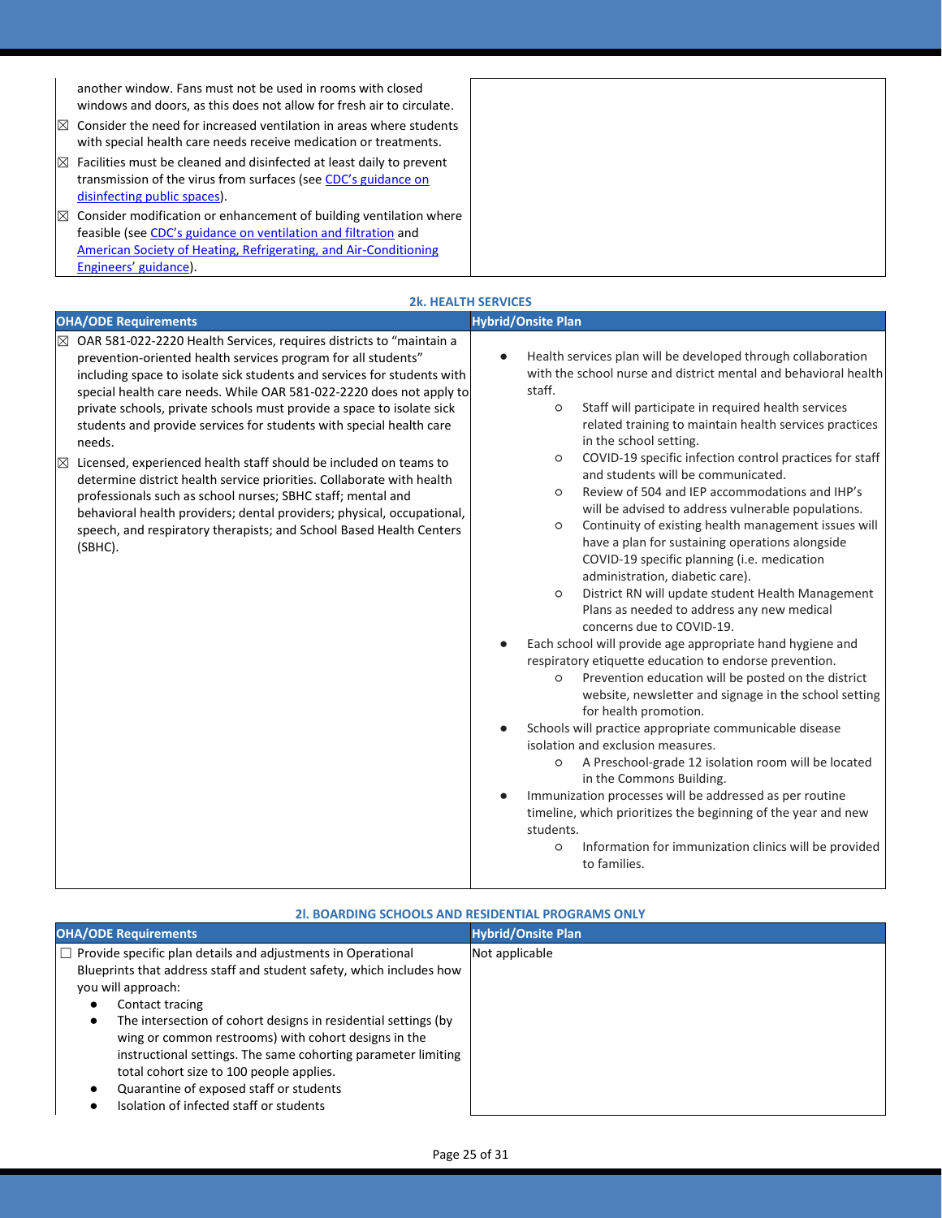| | |
|---|---|
| another window. Fans must not be used in rooms with closed windows and doors, as this does not allow for fresh air to circulate.<br>☒ Consider the need for increased ventilation in areas where students with special health care needs receive medication or treatments.<br>☒ Facilities must be cleaned and disinfected at least daily to prevent transmission of the virus from surfaces (see CDC's guidance on disinfecting public spaces).<br>☒ Consider modification or enhancement of building ventilation where feasible (see CDC's guidance on ventilation and filtration and American Society of Heating, Refrigerating, and Air-Conditioning Engineers' guidance). | |

### 2k. HEALTH SERVICES

| OHA/ODE Requirements | Hybrid/Onsite Plan |
|---|---|
| ☒ OAR 581-022-2220 Health Services, requires districts to "maintain a prevention-oriented health services program for all students" including space to isolate sick students and services for students with special health care needs. While OAR 581-022-2220 does not apply to private schools, private schools must provide a space to isolate sick students and provide services for students with special health care needs.<br>☒ Licensed, experienced health staff should be included on teams to determine district health service priorities. Collaborate with health professionals such as school nurses; SBHC staff; mental and behavioral health providers; dental providers; physical, occupational, speech, and respiratory therapists; and School Based Health Centers (SBHC). | ● Health services plan will be developed through collaboration with the school nurse and district mental and behavioral health staff.<br>  ○ Staff will participate in required health services related training to maintain health services practices in the school setting.<br>  ○ COVID-19 specific infection control practices for staff and students will be communicated.<br>  ○ Review of 504 and IEP accommodations and IHP's will be advised to address vulnerable populations.<br>  ○ Continuity of existing health management issues will have a plan for sustaining operations alongside COVID-19 specific planning (i.e. medication administration, diabetic care).<br>  ○ District RN will update student Health Management Plans as needed to address any new medical concerns due to COVID-19.<br>● Each school will provide age appropriate hand hygiene and respiratory etiquette education to endorse prevention.<br>  ○ Prevention education will be posted on the district website, newsletter and signage in the school setting for health promotion.<br>● Schools will practice appropriate communicable disease isolation and exclusion measures.<br>  ○ A Preschool-grade 12 isolation room will be located in the Commons Building.<br>● Immunization processes will be addressed as per routine timeline, which prioritizes the beginning of the year and new students.<br>  ○ Information for immunization clinics will be provided to families. |

### 2l. BOARDING SCHOOLS AND RESIDENTIAL PROGRAMS ONLY

| OHA/ODE Requirements | Hybrid/Onsite Plan |
|---|---|
| ☐ Provide specific plan details and adjustments in Operational Blueprints that address staff and student safety, which includes how you will approach:<br>● Contact tracing<br>● The intersection of cohort designs in residential settings (by wing or common restrooms) with cohort designs in the instructional settings. The same cohorting parameter limiting total cohort size to 100 people applies.<br>● Quarantine of exposed staff or students<br>● Isolation of infected staff or students | Not applicable |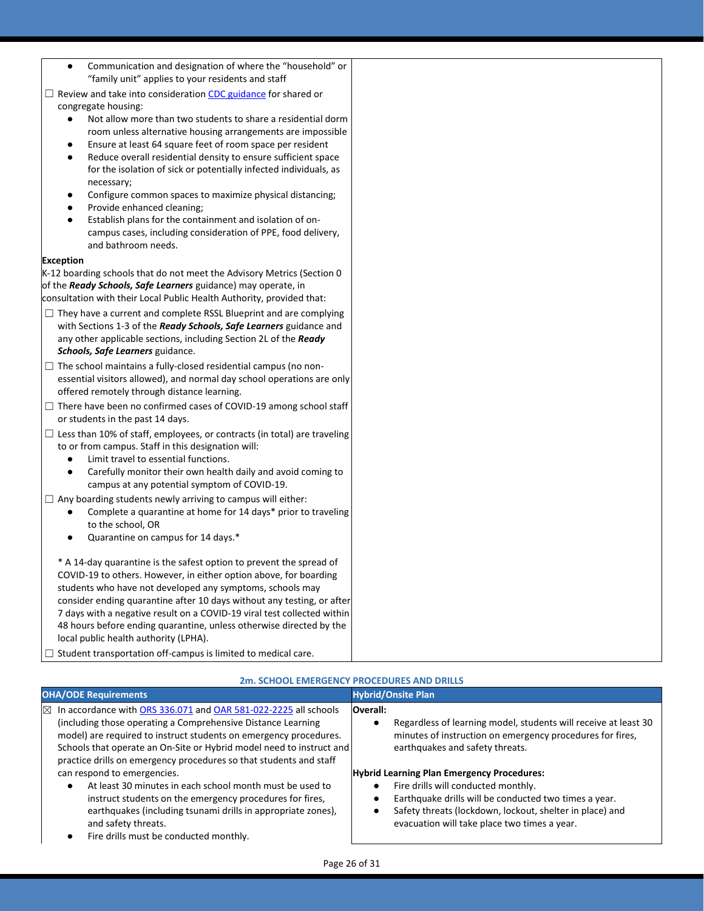| | |
|---|---|
| ● Communication and designation of where the "household" or "family unit" applies to your residents and staff<br>☐ Review and take into consideration [CDC guidance](#) for shared or congregate housing:<br>● Not allow more than two students to share a residential dorm room unless alternative housing arrangements are impossible<br>● Ensure at least 64 square feet of room space per resident<br>● Reduce overall residential density to ensure sufficient space for the isolation of sick or potentially infected individuals, as necessary;<br>● Configure common spaces to maximize physical distancing;<br>● Provide enhanced cleaning;<br>● Establish plans for the containment and isolation of on-campus cases, including consideration of PPE, food delivery, and bathroom needs.<br>**Exception**<br>K-12 boarding schools that do not meet the Advisory Metrics (Section 0 of the ***Ready Schools, Safe Learners*** guidance) may operate, in consultation with their Local Public Health Authority, provided that:<br>☐ They have a current and complete RSSL Blueprint and are complying with Sections 1-3 of the ***Ready Schools, Safe Learners*** guidance and any other applicable sections, including Section 2L of the ***Ready Schools, Safe Learners*** guidance.<br>☐ The school maintains a fully-closed residential campus (no non-essential visitors allowed), and normal day school operations are only offered remotely through distance learning.<br>☐ There have been no confirmed cases of COVID-19 among school staff or students in the past 14 days.<br>☐ Less than 10% of staff, employees, or contracts (in total) are traveling to or from campus. Staff in this designation will:<br>● Limit travel to essential functions.<br>● Carefully monitor their own health daily and avoid coming to campus at any potential symptom of COVID-19.<br>☐ Any boarding students newly arriving to campus will either:<br>● Complete a quarantine at home for 14 days* prior to traveling to the school, OR<br>● Quarantine on campus for 14 days.*<br><br>* A 14-day quarantine is the safest option to prevent the spread of COVID-19 to others. However, in either option above, for boarding students who have not developed any symptoms, schools may consider ending quarantine after 10 days without any testing, or after 7 days with a negative result on a COVID-19 viral test collected within 48 hours before ending quarantine, unless otherwise directed by the local public health authority (LPHA).<br>☐ Student transportation off-campus is limited to medical care. | |

### 2m. SCHOOL EMERGENCY PROCEDURES AND DRILLS

| OHA/ODE Requirements | Hybrid/Onsite Plan |
|---|---|
| ☒ In accordance with [ORS 336.071](#) and [OAR 581-022-2225](#) all schools (including those operating a Comprehensive Distance Learning model) are required to instruct students on emergency procedures. Schools that operate an On-Site or Hybrid model need to instruct and practice drills on emergency procedures so that students and staff can respond to emergencies.<br>● At least 30 minutes in each school month must be used to instruct students on the emergency procedures for fires, earthquakes (including tsunami drills in appropriate zones), and safety threats.<br>● Fire drills must be conducted monthly. | **Overall:**<br>● Regardless of learning model, students will receive at least 30 minutes of instruction on emergency procedures for fires, earthquakes and safety threats.<br><br>**Hybrid Learning Plan Emergency Procedures:**<br>● Fire drills will conducted monthly.<br>● Earthquake drills will be conducted two times a year.<br>● Safety threats (lockdown, lockout, shelter in place) and evacuation will take place two times a year. |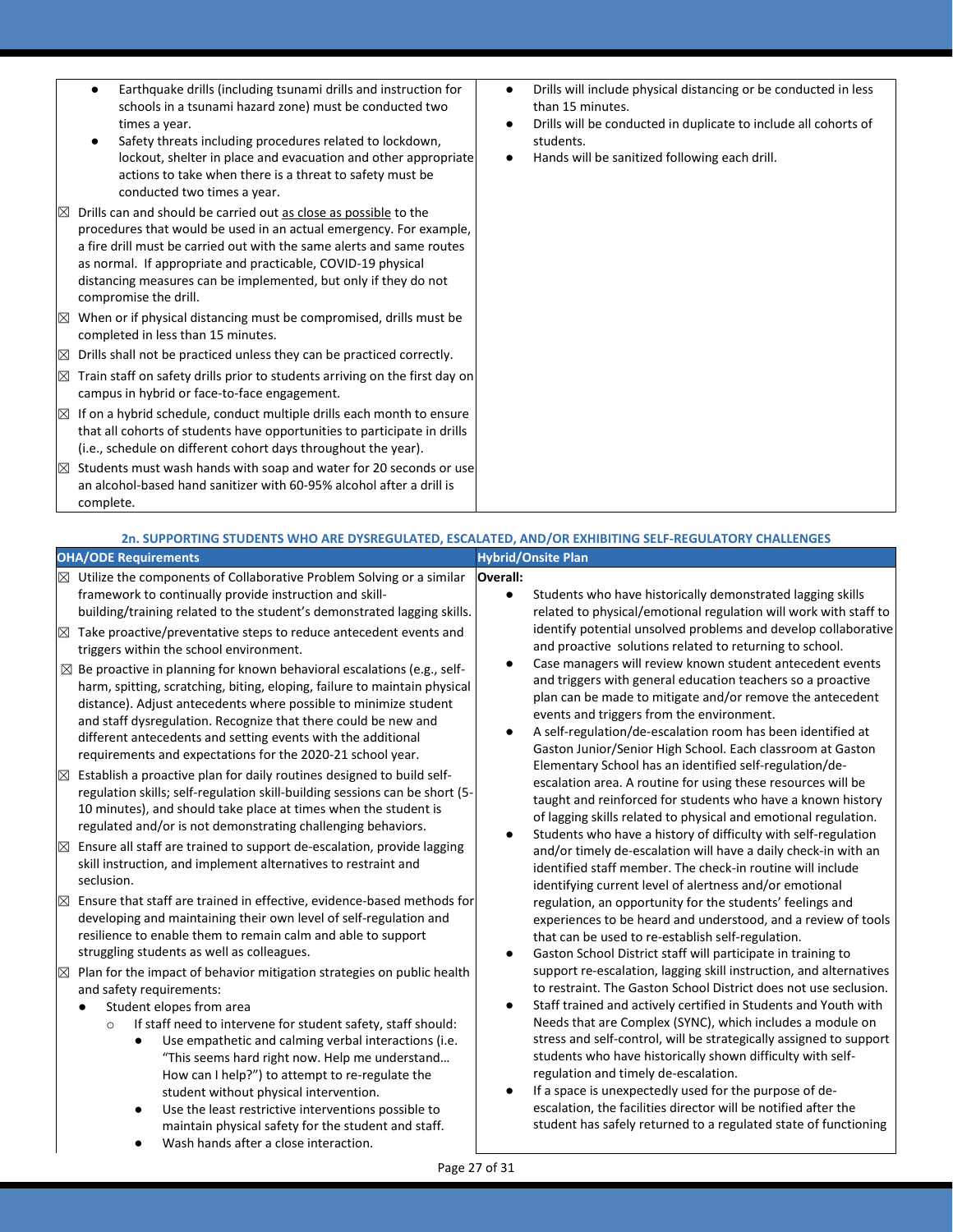| | |
|---|---|
| ● Earthquake drills (including tsunami drills and instruction for schools in a tsunami hazard zone) must be conducted two times a year.<br>● Safety threats including procedures related to lockdown, lockout, shelter in place and evacuation and other appropriate actions to take when there is a threat to safety must be conducted two times a year.<br>☒ Drills can and should be carried out as close as possible to the procedures that would be used in an actual emergency. For example, a fire drill must be carried out with the same alerts and same routes as normal. If appropriate and practicable, COVID-19 physical distancing measures can be implemented, but only if they do not compromise the drill.<br>☒ When or if physical distancing must be compromised, drills must be completed in less than 15 minutes.<br>☒ Drills shall not be practiced unless they can be practiced correctly.<br>☒ Train staff on safety drills prior to students arriving on the first day on campus in hybrid or face-to-face engagement.<br>☒ If on a hybrid schedule, conduct multiple drills each month to ensure that all cohorts of students have opportunities to participate in drills (i.e., schedule on different cohort days throughout the year).<br>☒ Students must wash hands with soap and water for 20 seconds or use an alcohol-based hand sanitizer with 60-95% alcohol after a drill is complete. | ● Drills will include physical distancing or be conducted in less than 15 minutes.<br>● Drills will be conducted in duplicate to include all cohorts of students.<br>● Hands will be sanitized following each drill. |

## 2n. SUPPORTING STUDENTS WHO ARE DYSREGULATED, ESCALATED, AND/OR EXHIBITING SELF-REGULATORY CHALLENGES

| OHA/ODE Requirements | Hybrid/Onsite Plan |
|---|---|
| ☒ Utilize the components of Collaborative Problem Solving or a similar framework to continually provide instruction and skill-building/training related to the student's demonstrated lagging skills.<br>☒ Take proactive/preventative steps to reduce antecedent events and triggers within the school environment.<br>☒ Be proactive in planning for known behavioral escalations (e.g., self-harm, spitting, scratching, biting, eloping, failure to maintain physical distance). Adjust antecedents where possible to minimize student and staff dysregulation. Recognize that there could be new and different antecedents and setting events with the additional requirements and expectations for the 2020-21 school year.<br>☒ Establish a proactive plan for daily routines designed to build self-regulation skills; self-regulation skill-building sessions can be short (5-10 minutes), and should take place at times when the student is regulated and/or is not demonstrating challenging behaviors.<br>☒ Ensure all staff are trained to support de-escalation, provide lagging skill instruction, and implement alternatives to restraint and seclusion.<br>☒ Ensure that staff are trained in effective, evidence-based methods for developing and maintaining their own level of self-regulation and resilience to enable them to remain calm and able to support struggling students as well as colleagues.<br>☒ Plan for the impact of behavior mitigation strategies on public health and safety requirements:<br>● Student elopes from area<br>○ If staff need to intervene for student safety, staff should:<br>● Use empathetic and calming verbal interactions (i.e. "This seems hard right now. Help me understand… How can I help?") to attempt to re-regulate the student without physical intervention.<br>● Use the least restrictive interventions possible to maintain physical safety for the student and staff.<br>● Wash hands after a close interaction. | **Overall:**<br>● Students who have historically demonstrated lagging skills related to physical/emotional regulation will work with staff to identify potential unsolved problems and develop collaborative and proactive solutions related to returning to school.<br>● Case managers will review known student antecedent events and triggers with general education teachers so a proactive plan can be made to mitigate and/or remove the antecedent events and triggers from the environment.<br>● A self-regulation/de-escalation room has been identified at Gaston Junior/Senior High School. Each classroom at Gaston Elementary School has an identified self-regulation/de-escalation area. A routine for using these resources will be taught and reinforced for students who have a known history of lagging skills related to physical and emotional regulation.<br>● Students who have a history of difficulty with self-regulation and/or timely de-escalation will have a daily check-in with an identified staff member. The check-in routine will include identifying current level of alertness and/or emotional regulation, an opportunity for the students' feelings and experiences to be heard and understood, and a review of tools that can be used to re-establish self-regulation.<br>● Gaston School District staff will participate in training to support re-escalation, lagging skill instruction, and alternatives to restraint. The Gaston School District does not use seclusion.<br>● Staff trained and actively certified in Students and Youth with Needs that are Complex (SYNC), which includes a module on stress and self-control, will be strategically assigned to support students who have historically shown difficulty with self-regulation and timely de-escalation.<br>● If a space is unexpectedly used for the purpose of de-escalation, the facilities director will be notified after the student has safely returned to a regulated state of functioning |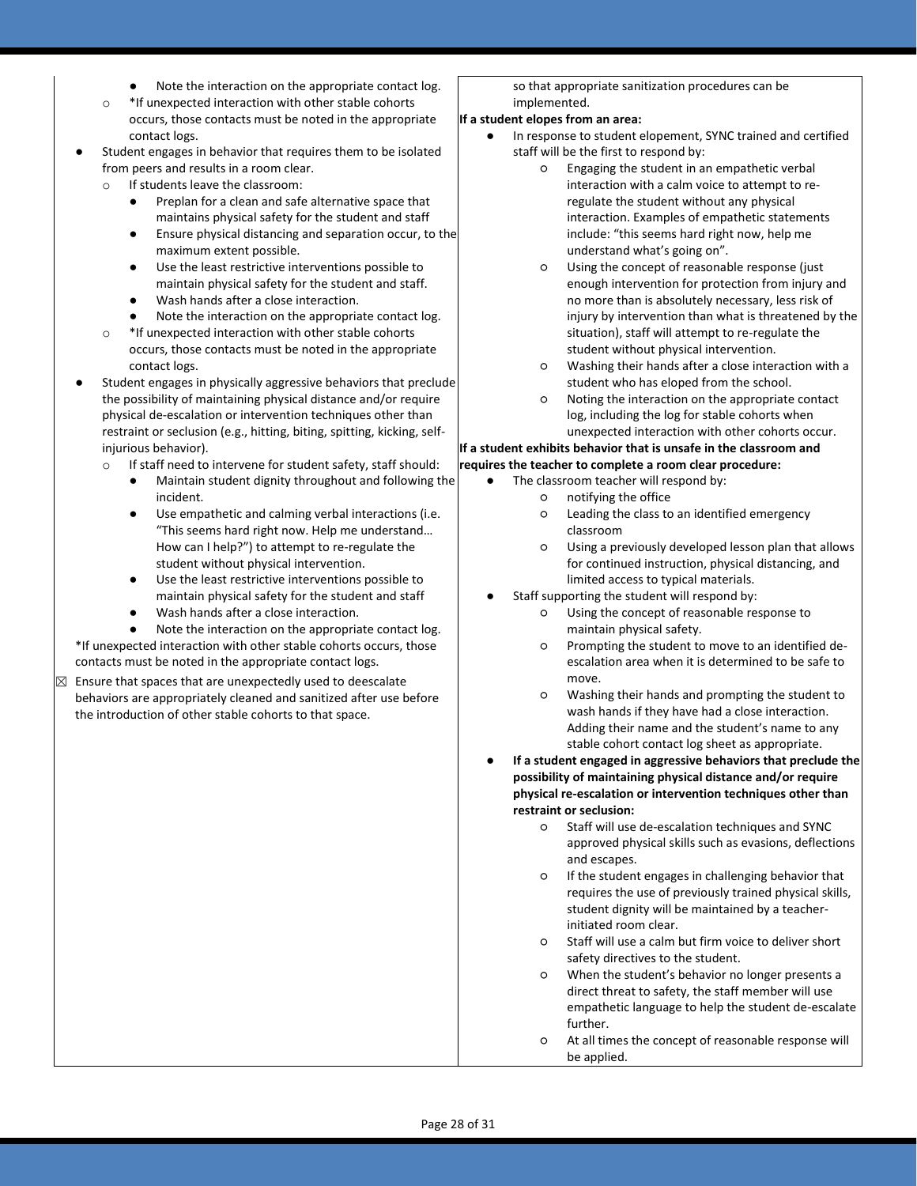- Note the interaction on the appropriate contact log.
  - *If unexpected interaction with other stable cohorts occurs, those contacts must be noted in the appropriate contact logs.
- Student engages in behavior that requires them to be isolated from peers and results in a room clear.
  - If students leave the classroom:
    - Preplan for a clean and safe alternative space that maintains physical safety for the student and staff
    - Ensure physical distancing and separation occur, to the maximum extent possible.
    - Use the least restrictive interventions possible to maintain physical safety for the student and staff.
    - Wash hands after a close interaction.
    - Note the interaction on the appropriate contact log.
  - *If unexpected interaction with other stable cohorts occurs, those contacts must be noted in the appropriate contact logs.
- Student engages in physically aggressive behaviors that preclude the possibility of maintaining physical distance and/or require physical de-escalation or intervention techniques other than restraint or seclusion (e.g., hitting, biting, spitting, kicking, self-injurious behavior).
  - If staff need to intervene for student safety, staff should:
    - Maintain student dignity throughout and following the incident.
    - Use empathetic and calming verbal interactions (i.e. "This seems hard right now. Help me understand… How can I help?") to attempt to re-regulate the student without physical intervention.
    - Use the least restrictive interventions possible to maintain physical safety for the student and staff
    - Wash hands after a close interaction.
    - Note the interaction on the appropriate contact log.

*If unexpected interaction with other stable cohorts occurs, those contacts must be noted in the appropriate contact logs.

☒ Ensure that spaces that are unexpectedly used to deescalate behaviors are appropriately cleaned and sanitized after use before the introduction of other stable cohorts to that space.

so that appropriate sanitization procedures can be implemented.

**If a student elopes from an area:**

- In response to student elopement, SYNC trained and certified staff will be the first to respond by:
  - Engaging the student in an empathetic verbal interaction with a calm voice to attempt to re-regulate the student without any physical interaction. Examples of empathetic statements include: "this seems hard right now, help me understand what's going on".
  - Using the concept of reasonable response (just enough intervention for protection from injury and no more than is absolutely necessary, less risk of injury by intervention than what is threatened by the situation), staff will attempt to re-regulate the student without physical intervention.
  - Washing their hands after a close interaction with a student who has eloped from the school.
  - Noting the interaction on the appropriate contact log, including the log for stable cohorts when unexpected interaction with other cohorts occur.

**If a student exhibits behavior that is unsafe in the classroom and requires the teacher to complete a room clear procedure:**

- The classroom teacher will respond by:
  - notifying the office
  - Leading the class to an identified emergency classroom
  - Using a previously developed lesson plan that allows for continued instruction, physical distancing, and limited access to typical materials.
- Staff supporting the student will respond by:
  - Using the concept of reasonable response to maintain physical safety.
  - Prompting the student to move to an identified de-escalation area when it is determined to be safe to move.
  - Washing their hands and prompting the student to wash hands if they have had a close interaction. Adding their name and the student's name to any stable cohort contact log sheet as appropriate.
- **If a student engaged in aggressive behaviors that preclude the possibility of maintaining physical distance and/or require physical re-escalation or intervention techniques other than restraint or seclusion:**
  - Staff will use de-escalation techniques and SYNC approved physical skills such as evasions, deflections and escapes.
  - If the student engages in challenging behavior that requires the use of previously trained physical skills, student dignity will be maintained by a teacher-initiated room clear.
  - Staff will use a calm but firm voice to deliver short safety directives to the student.
  - When the student's behavior no longer presents a direct threat to safety, the staff member will use empathetic language to help the student de-escalate further.
  - At all times the concept of reasonable response will be applied.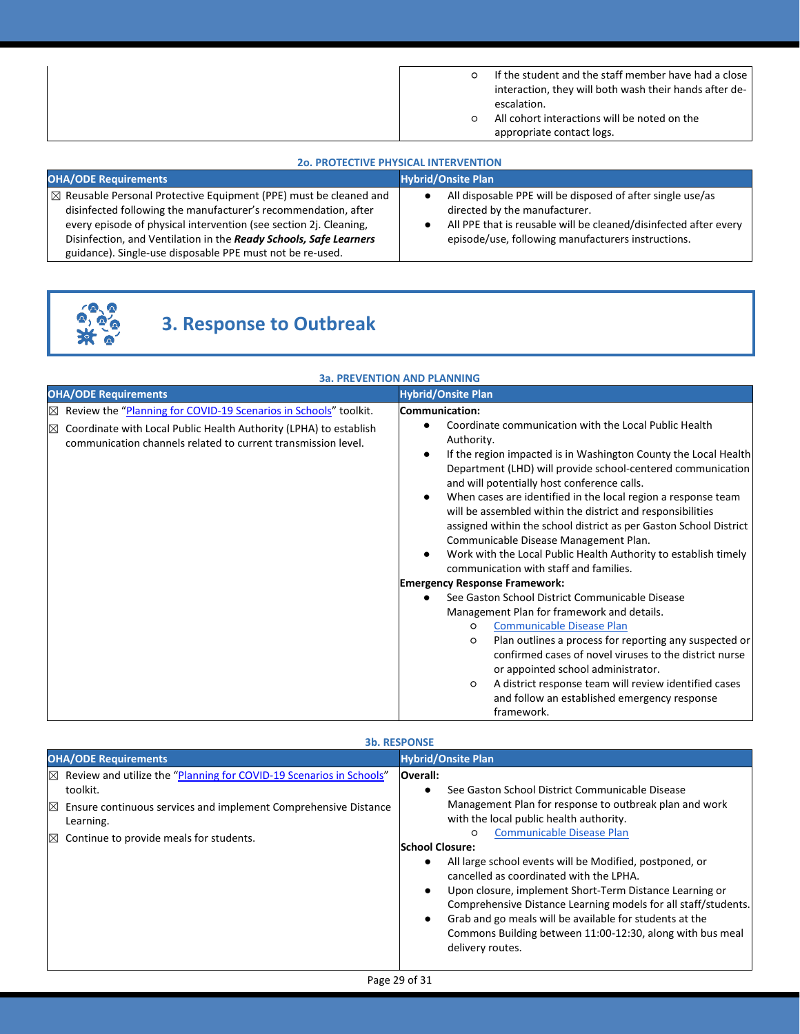| | |
|---|---|
| | ○ If the student and the staff member have had a close interaction, they will both wash their hands after de-escalation.<br>○ All cohort interactions will be noted on the appropriate contact logs. |

**2o. PROTECTIVE PHYSICAL INTERVENTION**

| OHA/ODE Requirements | Hybrid/Onsite Plan |
|---|---|
| ☒ Reusable Personal Protective Equipment (PPE) must be cleaned and disinfected following the manufacturer's recommendation, after every episode of physical intervention (see section 2j. Cleaning, Disinfection, and Ventilation in the ***Ready Schools, Safe Learners*** guidance). Single-use disposable PPE must not be re-used. | • All disposable PPE will be disposed of after single use/as directed by the manufacturer.<br>• All PPE that is reusable will be cleaned/disinfected after every episode/use, following manufacturers instructions. |

## 3. Response to Outbreak

**3a. PREVENTION AND PLANNING**

| OHA/ODE Requirements | Hybrid/Onsite Plan |
|---|---|
| ☒ Review the "Planning for COVID-19 Scenarios in Schools" toolkit.<br>☒ Coordinate with Local Public Health Authority (LPHA) to establish communication channels related to current transmission level. | **Communication:**<br>• Coordinate communication with the Local Public Health Authority.<br>• If the region impacted is in Washington County the Local Health Department (LHD) will provide school-centered communication and will potentially host conference calls.<br>• When cases are identified in the local region a response team will be assembled within the district and responsibilities assigned within the school district as per Gaston School District Communicable Disease Management Plan.<br>• Work with the Local Public Health Authority to establish timely communication with staff and families.<br>**Emergency Response Framework:**<br>• See Gaston School District Communicable Disease Management Plan for framework and details.<br>○ Communicable Disease Plan<br>○ Plan outlines a process for reporting any suspected or confirmed cases of novel viruses to the district nurse or appointed school administrator.<br>○ A district response team will review identified cases and follow an established emergency response framework. |

**3b. RESPONSE**

| OHA/ODE Requirements | Hybrid/Onsite Plan |
|---|---|
| ☒ Review and utilize the "Planning for COVID-19 Scenarios in Schools" toolkit.<br>☒ Ensure continuous services and implement Comprehensive Distance Learning.<br>☒ Continue to provide meals for students. | **Overall:**<br>• See Gaston School District Communicable Disease Management Plan for response to outbreak plan and work with the local public health authority.<br>○ Communicable Disease Plan<br>**School Closure:**<br>• All large school events will be Modified, postponed, or cancelled as coordinated with the LPHA.<br>• Upon closure, implement Short-Term Distance Learning or Comprehensive Distance Learning models for all staff/students.<br>• Grab and go meals will be available for students at the Commons Building between 11:00-12:30, along with bus meal delivery routes. |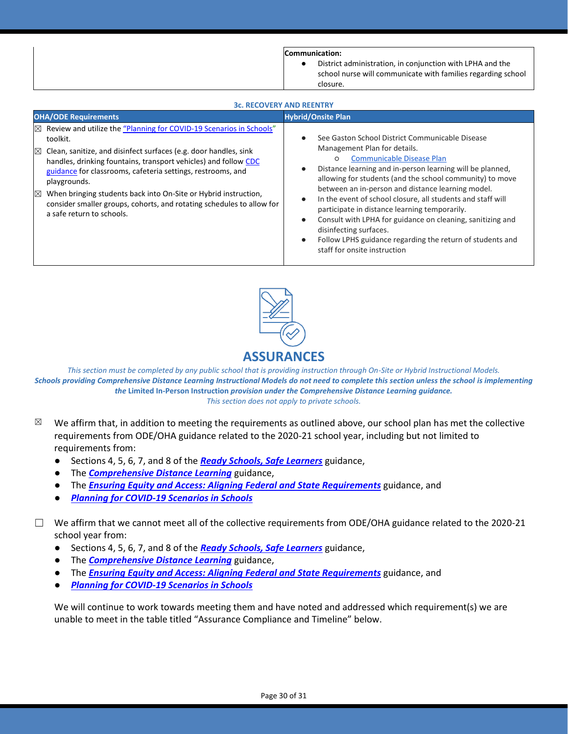| | **Communication:**<br>● District administration, in conjunction with LPHA and the school nurse will communicate with families regarding school closure. |
|---|---|

**3c. RECOVERY AND REENTRY**

| OHA/ODE Requirements | Hybrid/Onsite Plan |
|---|---|
| ☒ Review and utilize the "Planning for COVID-19 Scenarios in Schools" toolkit.<br>☒ Clean, sanitize, and disinfect surfaces (e.g. door handles, sink handles, drinking fountains, transport vehicles) and follow CDC guidance for classrooms, cafeteria settings, restrooms, and playgrounds.<br>☒ When bringing students back into On-Site or Hybrid instruction, consider smaller groups, cohorts, and rotating schedules to allow for a safe return to schools. | ● See Gaston School District Communicable Disease Management Plan for details.<br>○ Communicable Disease Plan<br>● Distance learning and in-person learning will be planned, allowing for students (and the school community) to move between an in-person and distance learning model.<br>● In the event of school closure, all students and staff will participate in distance learning temporarily.<br>● Consult with LPHA for guidance on cleaning, sanitizing and disinfecting surfaces.<br>● Follow LPHS guidance regarding the return of students and staff for onsite instruction |

# ASSURANCES

*This section must be completed by any public school that is providing instruction through On-Site or Hybrid Instructional Models.*
***Schools providing Comprehensive Distance Learning Instructional Models do not need to complete this section unless the school is implementing the*** **Limited In-Person Instruction** ***provision under the Comprehensive Distance Learning guidance.***
*This section does not apply to private schools.*

☒ We affirm that, in addition to meeting the requirements as outlined above, our school plan has met the collective requirements from ODE/OHA guidance related to the 2020-21 school year, including but not limited to requirements from:

- Sections 4, 5, 6, 7, and 8 of the ***Ready Schools, Safe Learners*** guidance,
- The ***Comprehensive Distance Learning*** guidance,
- The ***Ensuring Equity and Access: Aligning Federal and State Requirements*** guidance, and
- ***Planning for COVID-19 Scenarios in Schools***

☐ We affirm that we cannot meet all of the collective requirements from ODE/OHA guidance related to the 2020-21 school year from:

- Sections 4, 5, 6, 7, and 8 of the ***Ready Schools, Safe Learners*** guidance,
- The ***Comprehensive Distance Learning*** guidance,
- The ***Ensuring Equity and Access: Aligning Federal and State Requirements*** guidance, and
- ***Planning for COVID-19 Scenarios in Schools***

We will continue to work towards meeting them and have noted and addressed which requirement(s) we are unable to meet in the table titled "Assurance Compliance and Timeline" below.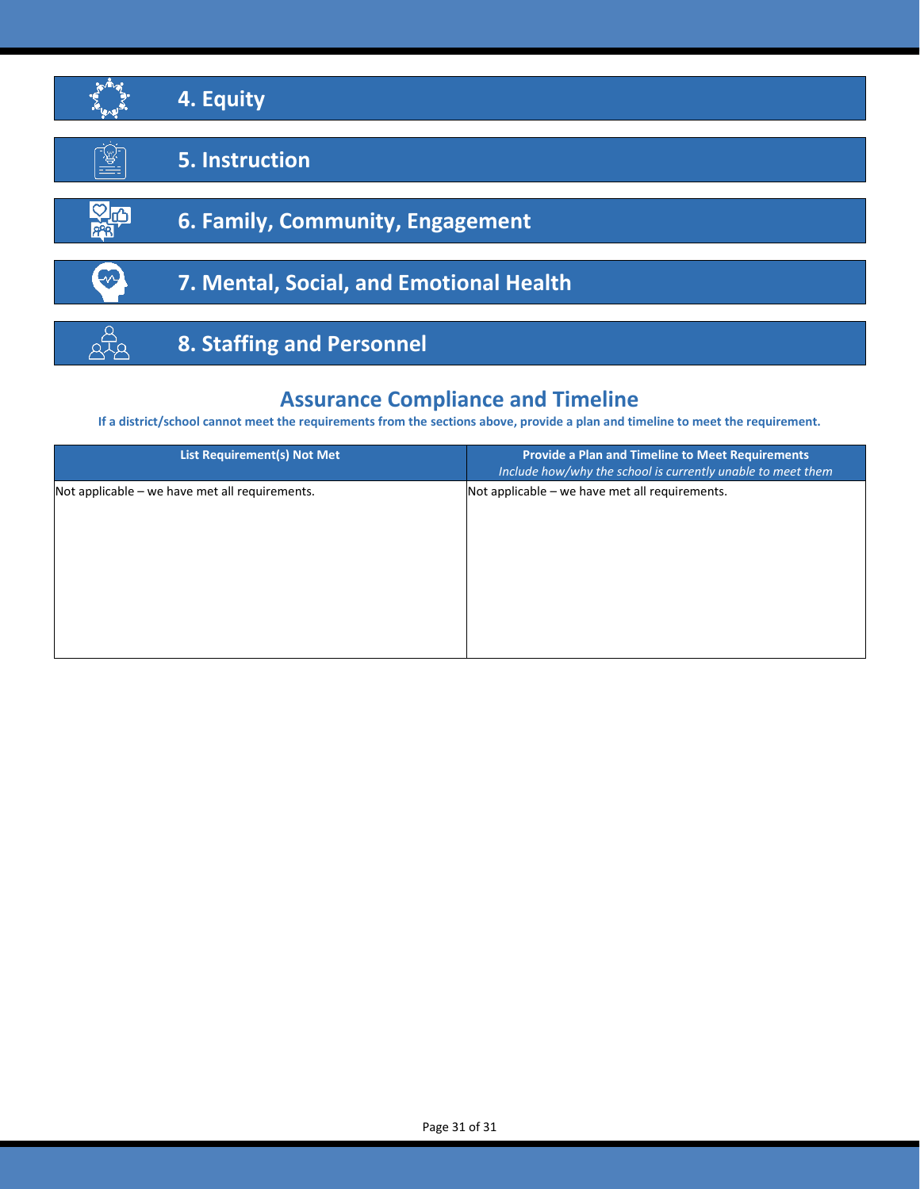## 4. Equity

## 5. Instruction

## 6. Family, Community, Engagement

## 7. Mental, Social, and Emotional Health

## 8. Staffing and Personnel

## Assurance Compliance and Timeline

**If a district/school cannot meet the requirements from the sections above, provide a plan and timeline to meet the requirement.**

| List Requirement(s) Not Met | Provide a Plan and Timeline to Meet Requirements *Include how/why the school is currently unable to meet them* |
|---|---|
| Not applicable – we have met all requirements. | Not applicable – we have met all requirements. |